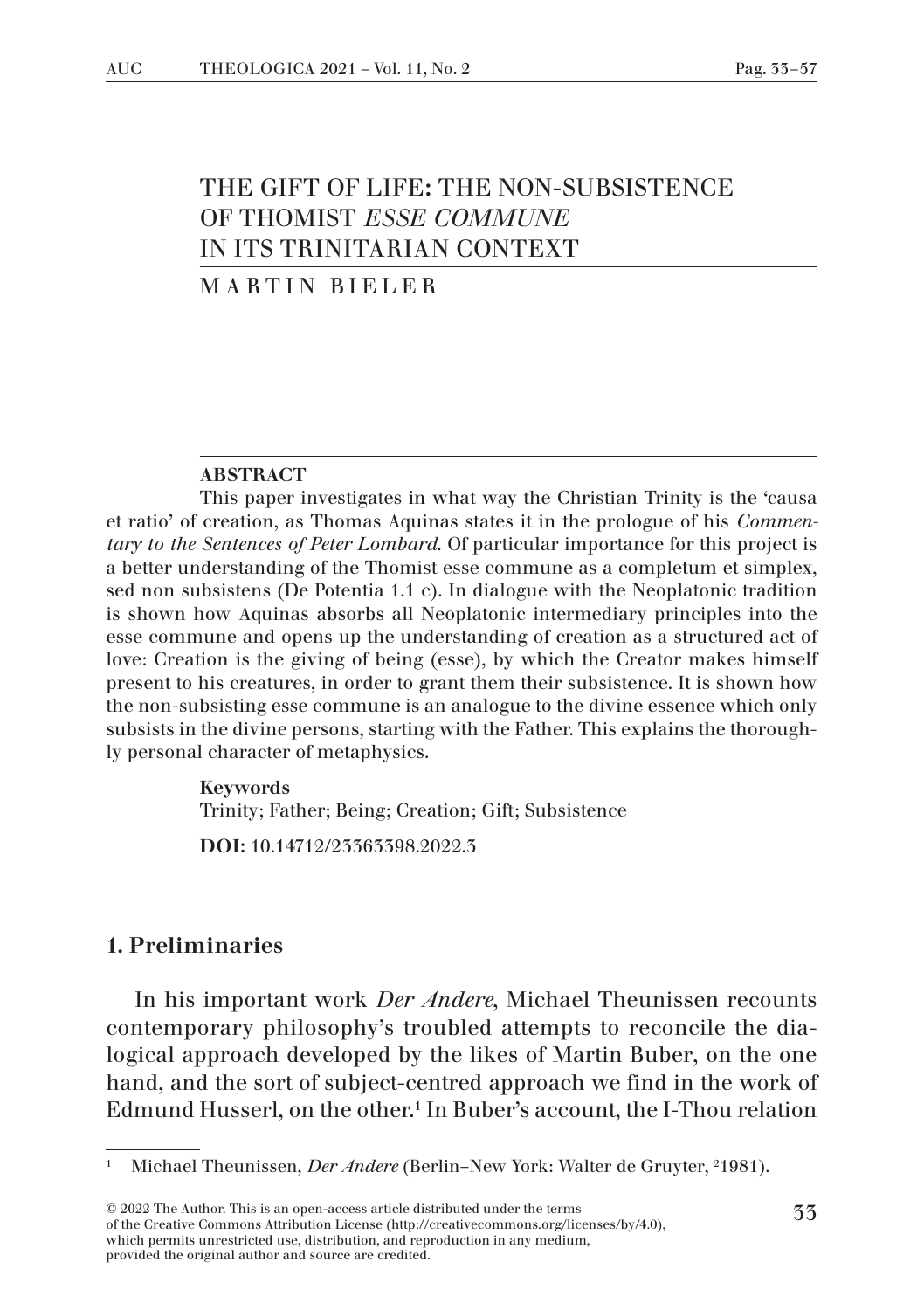# THE GIFT OF LIFE: THE NON-SUBSISTENCE OF THOMIST *ESSE COMMUNE* IN ITS TRINITARIAN CONTEXT

MARTIN BIELER

**ABSTRACT**

This paper investigates in what way the Christian Trinity is the 'causa et ratio' of creation, as Thomas Aquinas states it in the prologue of his *Commentary to the Sentences of Peter Lombard*. Of particular importance for this project is a better understanding of the Thomist esse commune as a completum et simplex, sed non subsistens (De Potentia 1.1 c). In dialogue with the Neoplatonic tradition is shown how Aquinas absorbs all Neoplatonic intermediary principles into the esse commune and opens up the understanding of creation as a structured act of love: Creation is the giving of being (esse), by which the Creator makes himself present to his creatures, in order to grant them their subsistence. It is shown how the non-subsisting esse commune is an analogue to the divine essence which only subsists in the divine persons, starting with the Father. This explains the thoroughly personal character of metaphysics.

**Keywords**
Trinity; Father; Being; Creation; Gift; Subsistence

**DOI:** 10.14712/23363398.2022.3

## 1. Preliminaries

In his important work *Der Andere*, Michael Theunissen recounts contemporary philosophy's troubled attempts to reconcile the dialogical approach developed by the likes of Martin Buber, on the one hand, and the sort of subject-centred approach we find in the work of Edmund Husserl, on the other.[1] In Buber's account, the I-Thou relation

[1] Michael Theunissen, *Der Andere* (Berlin–New York: Walter de Gruyter, ²1981).

© 2022 The Author. This is an open-access article distributed under the terms of the Creative Commons Attribution License (http://creativecommons.org/licenses/by/4.0), which permits unrestricted use, distribution, and reproduction in any medium, provided the original author and source are credited.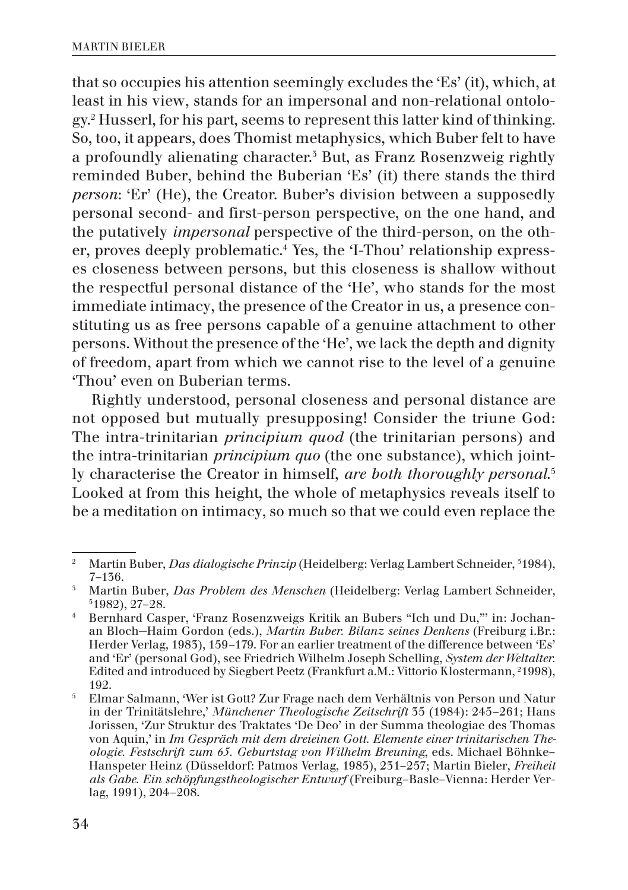that so occupies his attention seemingly excludes the 'Es' (it), which, at least in his view, stands for an impersonal and non-relational ontology.[2] Husserl, for his part, seems to represent this latter kind of thinking. So, too, it appears, does Thomist metaphysics, which Buber felt to have a profoundly alienating character.[3] But, as Franz Rosenzweig rightly reminded Buber, behind the Buberian 'Es' (it) there stands the third *person*: 'Er' (He), the Creator. Buber's division between a supposedly personal second- and first-person perspective, on the one hand, and the putatively *impersonal* perspective of the third-person, on the other, proves deeply problematic.[4] Yes, the 'I-Thou' relationship expresses closeness between persons, but this closeness is shallow without the respectful personal distance of the 'He', who stands for the most immediate intimacy, the presence of the Creator in us, a presence constituting us as free persons capable of a genuine attachment to other persons. Without the presence of the 'He', we lack the depth and dignity of freedom, apart from which we cannot rise to the level of a genuine 'Thou' even on Buberian terms.

Rightly understood, personal closeness and personal distance are not opposed but mutually presupposing! Consider the triune God: The intra-trinitarian *principium quod* (the trinitarian persons) and the intra-trinitarian *principium quo* (the one substance), which jointly characterise the Creator in himself, *are both thoroughly personal*.[5] Looked at from this height, the whole of metaphysics reveals itself to be a meditation on intimacy, so much so that we could even replace the

---

[2] Martin Buber, *Das dialogische Prinzip* (Heidelberg: Verlag Lambert Schneider, [5]1984), 7–136.

[3] Martin Buber, *Das Problem des Menschen* (Heidelberg: Verlag Lambert Schneider, [5]1982), 27–28.

[4] Bernhard Casper, 'Franz Rosenzweigs Kritik an Bubers "Ich und Du,"' in: Jochanan Bloch—Haim Gordon (eds.), *Martin Buber. Bilanz seines Denkens* (Freiburg i.Br.: Herder Verlag, 1983), 159–179. For an earlier treatment of the difference between 'Es' and 'Er' (personal God), see Friedrich Wilhelm Joseph Schelling, *System der Weltalter*. Edited and introduced by Siegbert Peetz (Frankfurt a.M.: Vittorio Klostermann, [2]1998), 192.

[5] Elmar Salmann, 'Wer ist Gott? Zur Frage nach dem Verhältnis von Person und Natur in der Trinitätslehre,' *Münchener Theologische Zeitschrift* 35 (1984): 245–261; Hans Jorissen, 'Zur Struktur des Traktates 'De Deo' in der Summa theologiae des Thomas von Aquin,' in *Im Gespräch mit dem dreieinen Gott. Elemente einer trinitarischen Theologie. Festschrift zum 65. Geburtstag von Wilhelm Breuning*, eds. Michael Böhnke–Hanspeter Heinz (Düsseldorf: Patmos Verlag, 1985), 231–257; Martin Bieler, *Freiheit als Gabe. Ein schöpfungstheologischer Entwurf* (Freiburg–Basle–Vienna: Herder Verlag, 1991), 204–208.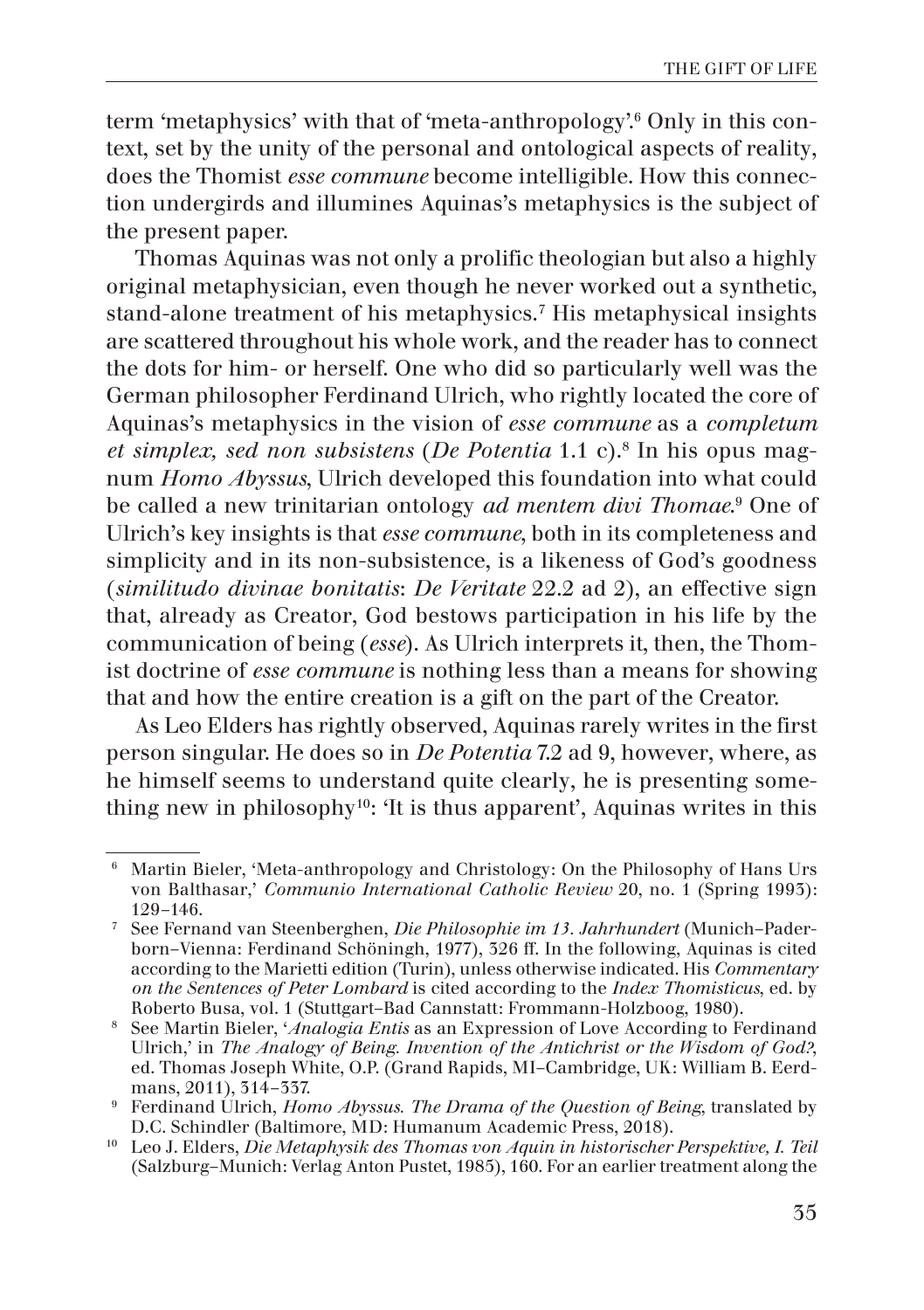term 'metaphysics' with that of 'meta-anthropology'.[6] Only in this context, set by the unity of the personal and ontological aspects of reality, does the Thomist *esse commune* become intelligible. How this connection undergirds and illumines Aquinas's metaphysics is the subject of the present paper.

Thomas Aquinas was not only a prolific theologian but also a highly original metaphysician, even though he never worked out a synthetic, stand-alone treatment of his metaphysics.[7] His metaphysical insights are scattered throughout his whole work, and the reader has to connect the dots for him- or herself. One who did so particularly well was the German philosopher Ferdinand Ulrich, who rightly located the core of Aquinas's metaphysics in the vision of *esse commune* as a *completum et simplex, sed non subsistens* (*De Potentia* 1.1 c).[8] In his opus magnum *Homo Abyssus*, Ulrich developed this foundation into what could be called a new trinitarian ontology *ad mentem divi Thomae*.[9] One of Ulrich's key insights is that *esse commune*, both in its completeness and simplicity and in its non-subsistence, is a likeness of God's goodness (*similitudo divinae bonitatis*: *De Veritate* 22.2 ad 2), an effective sign that, already as Creator, God bestows participation in his life by the communication of being (*esse*). As Ulrich interprets it, then, the Thomist doctrine of *esse commune* is nothing less than a means for showing that and how the entire creation is a gift on the part of the Creator.

As Leo Elders has rightly observed, Aquinas rarely writes in the first person singular. He does so in *De Potentia* 7.2 ad 9, however, where, as he himself seems to understand quite clearly, he is presenting something new in philosophy[10]: 'It is thus apparent', Aquinas writes in this

---

[6] Martin Bieler, 'Meta-anthropology and Christology: On the Philosophy of Hans Urs von Balthasar,' *Communio International Catholic Review* 20, no. 1 (Spring 1993): 129–146.

[7] See Fernand van Steenberghen, *Die Philosophie im 13. Jahrhundert* (Munich–Paderborn–Vienna: Ferdinand Schöningh, 1977), 326 ff. In the following, Aquinas is cited according to the Marietti edition (Turin), unless otherwise indicated. His *Commentary on the Sentences of Peter Lombard* is cited according to the *Index Thomisticus*, ed. by Roberto Busa, vol. 1 (Stuttgart–Bad Cannstatt: Frommann-Holzboog, 1980).

[8] See Martin Bieler, '*Analogia Entis* as an Expression of Love According to Ferdinand Ulrich,' in *The Analogy of Being. Invention of the Antichrist or the Wisdom of God?*, ed. Thomas Joseph White, O.P. (Grand Rapids, MI–Cambridge, UK: William B. Eerdmans, 2011), 314–337.

[9] Ferdinand Ulrich, *Homo Abyssus. The Drama of the Question of Being*, translated by D.C. Schindler (Baltimore, MD: Humanum Academic Press, 2018).

[10] Leo J. Elders, *Die Metaphysik des Thomas von Aquin in historischer Perspektive, I. Teil* (Salzburg–Munich: Verlag Anton Pustet, 1985), 160. For an earlier treatment along the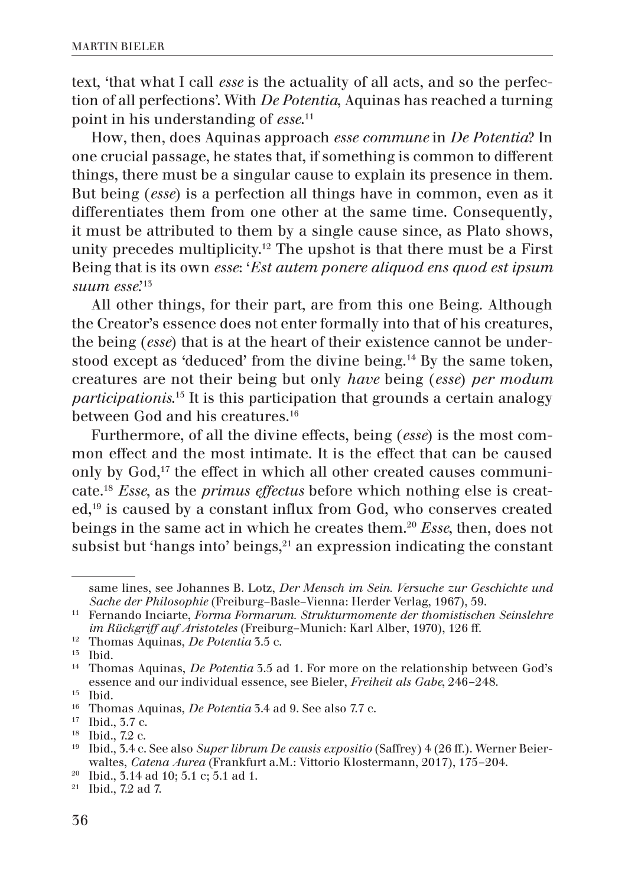text, 'that what I call *esse* is the actuality of all acts, and so the perfection of all perfections'. With *De Potentia*, Aquinas has reached a turning point in his understanding of *esse*.[11]

How, then, does Aquinas approach *esse commune* in *De Potentia*? In one crucial passage, he states that, if something is common to different things, there must be a singular cause to explain its presence in them. But being (*esse*) is a perfection all things have in common, even as it differentiates them from one other at the same time. Consequently, it must be attributed to them by a single cause since, as Plato shows, unity precedes multiplicity.[12] The upshot is that there must be a First Being that is its own *esse*: '*Est autem ponere aliquod ens quod est ipsum suum esse*'.[13]

All other things, for their part, are from this one Being. Although the Creator's essence does not enter formally into that of his creatures, the being (*esse*) that is at the heart of their existence cannot be understood except as 'deduced' from the divine being.[14] By the same token, creatures are not their being but only *have* being (*esse*) *per modum participationis*.[15] It is this participation that grounds a certain analogy between God and his creatures.[16]

Furthermore, of all the divine effects, being (*esse*) is the most common effect and the most intimate. It is the effect that can be caused only by God,[17] the effect in which all other created causes communicate.[18] *Esse*, as the *primus effectus* before which nothing else is created,[19] is caused by a constant influx from God, who conserves created beings in the same act in which he creates them.[20] *Esse*, then, does not subsist but 'hangs into' beings,[21] an expression indicating the constant

---

same lines, see Johannes B. Lotz, *Der Mensch im Sein. Versuche zur Geschichte und Sache der Philosophie* (Freiburg–Basle–Vienna: Herder Verlag, 1967), 59.

[11] Fernando Inciarte, *Forma Formarum. Strukturmomente der thomistischen Seinslehre im Rückgriff auf Aristoteles* (Freiburg–Munich: Karl Alber, 1970), 126 ff.

[12] Thomas Aquinas, *De Potentia* 3.5 c.

[13] Ibid.

[14] Thomas Aquinas, *De Potentia* 3.5 ad 1. For more on the relationship between God's essence and our individual essence, see Bieler, *Freiheit als Gabe*, 246–248.

[15] Ibid.

[16] Thomas Aquinas, *De Potentia* 3.4 ad 9. See also 7.7 c.

[17] Ibid., 3.7 c.

[18] Ibid., 7.2 c.

[19] Ibid., 3.4 c. See also *Super librum De causis expositio* (Saffrey) 4 (26 ff.). Werner Beierwaltes, *Catena Aurea* (Frankfurt a.M.: Vittorio Klostermann, 2017), 175–204.

[20] Ibid., 3.14 ad 10; 5.1 c; 5.1 ad 1.

[21] Ibid., 7.2 ad 7.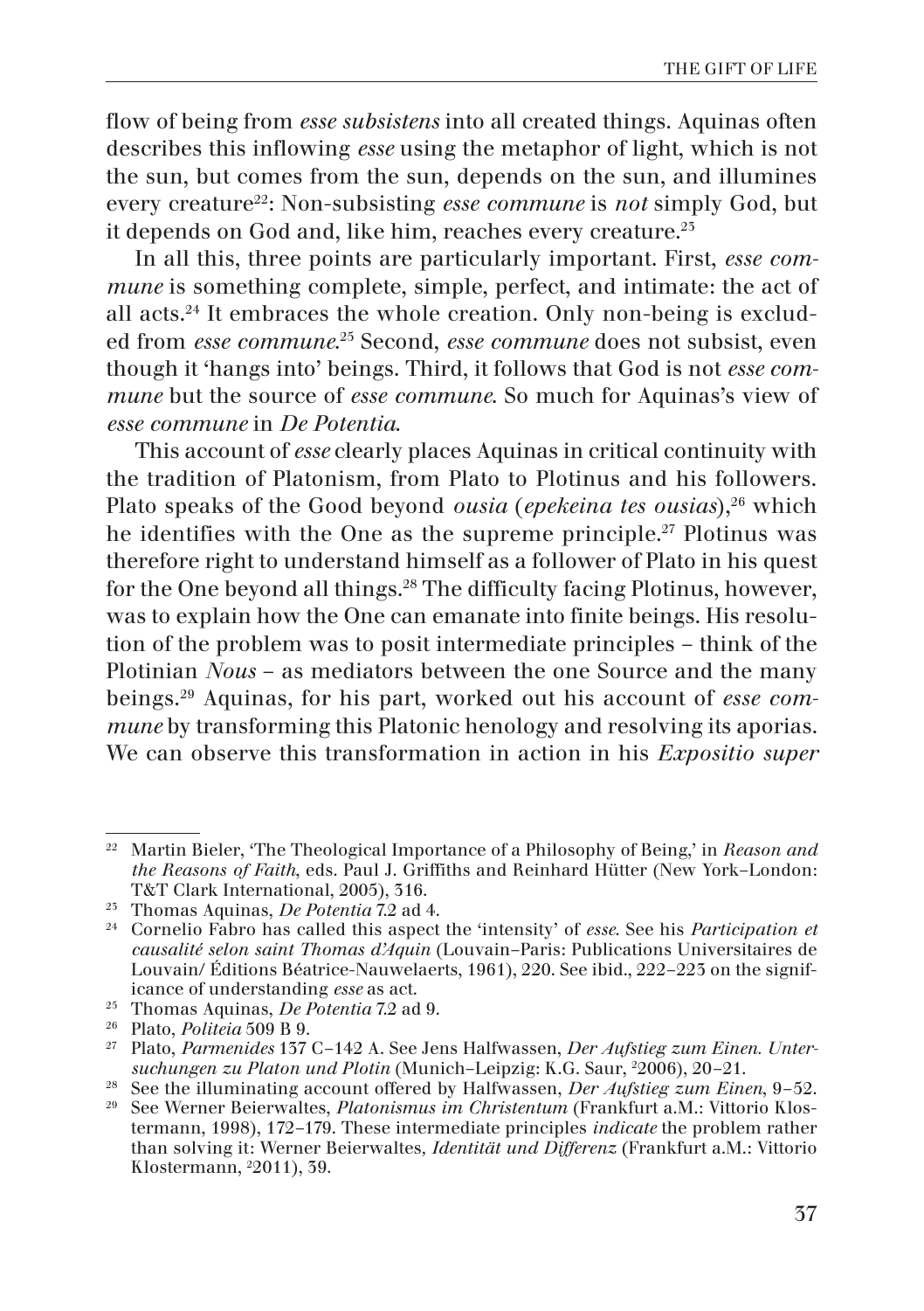flow of being from *esse subsistens* into all created things. Aquinas often describes this inflowing *esse* using the metaphor of light, which is not the sun, but comes from the sun, depends on the sun, and illumines every creature[22]: Non-subsisting *esse commune* is *not* simply God, but it depends on God and, like him, reaches every creature.[23]

In all this, three points are particularly important. First, *esse commune* is something complete, simple, perfect, and intimate: the act of all acts.[24] It embraces the whole creation. Only non-being is excluded from *esse commune*.[25] Second, *esse commune* does not subsist, even though it 'hangs into' beings. Third, it follows that God is not *esse commune* but the source of *esse commune*. So much for Aquinas's view of *esse commune* in *De Potentia*.

This account of *esse* clearly places Aquinas in critical continuity with the tradition of Platonism, from Plato to Plotinus and his followers. Plato speaks of the Good beyond *ousia* (*epekeina tes ousias*),[26] which he identifies with the One as the supreme principle.[27] Plotinus was therefore right to understand himself as a follower of Plato in his quest for the One beyond all things.[28] The difficulty facing Plotinus, however, was to explain how the One can emanate into finite beings. His resolution of the problem was to posit intermediate principles – think of the Plotinian *Nous* – as mediators between the one Source and the many beings.[29] Aquinas, for his part, worked out his account of *esse commune* by transforming this Platonic henology and resolving its aporias. We can observe this transformation in action in his *Expositio super*

---

[22] Martin Bieler, 'The Theological Importance of a Philosophy of Being,' in *Reason and the Reasons of Faith*, eds. Paul J. Griffiths and Reinhard Hütter (New York–London: T&T Clark International, 2005), 316.

[23] Thomas Aquinas, *De Potentia* 7.2 ad 4.

[24] Cornelio Fabro has called this aspect the 'intensity' of *esse*. See his *Participation et causalité selon saint Thomas d'Aquin* (Louvain–Paris: Publications Universitaires de Louvain/ Éditions Béatrice-Nauwelaerts, 1961), 220. See ibid., 222–223 on the significance of understanding *esse* as act.

[25] Thomas Aquinas, *De Potentia* 7.2 ad 9.

[26] Plato, *Politeia* 509 B 9.

[27] Plato, *Parmenides* 137 C–142 A. See Jens Halfwassen, *Der Aufstieg zum Einen. Untersuchungen zu Platon und Plotin* (Munich–Leipzig: K.G. Saur, ²2006), 20–21.

[28] See the illuminating account offered by Halfwassen, *Der Aufstieg zum Einen*, 9–52.

[29] See Werner Beierwaltes, *Platonismus im Christentum* (Frankfurt a.M.: Vittorio Klostermann, 1998), 172–179. These intermediate principles *indicate* the problem rather than solving it: Werner Beierwaltes, *Identität und Differenz* (Frankfurt a.M.: Vittorio Klostermann, ²2011), 39.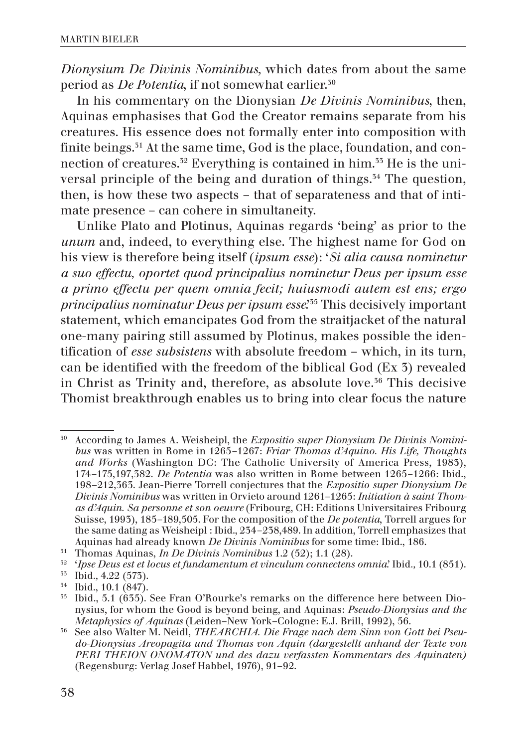*Dionysium De Divinis Nominibus*, which dates from about the same period as *De Potentia*, if not somewhat earlier.[30]

In his commentary on the Dionysian *De Divinis Nominibus*, then, Aquinas emphasises that God the Creator remains separate from his creatures. His essence does not formally enter into composition with finite beings.[31] At the same time, God is the place, foundation, and connection of creatures.[32] Everything is contained in him.[33] He is the universal principle of the being and duration of things.[34] The question, then, is how these two aspects – that of separateness and that of intimate presence – can cohere in simultaneity.

Unlike Plato and Plotinus, Aquinas regards 'being' as prior to the *unum* and, indeed, to everything else. The highest name for God on his view is therefore being itself (*ipsum esse*): '*Si alia causa nominetur a suo effectu, oportet quod principalius nominetur Deus per ipsum esse a primo effectu per quem omnia fecit; huiusmodi autem est ens; ergo principalius nominatur Deus per ipsum esse*'.[35] This decisively important statement, which emancipates God from the straitjacket of the natural one-many pairing still assumed by Plotinus, makes possible the identification of *esse subsistens* with absolute freedom – which, in its turn, can be identified with the freedom of the biblical God (Ex 3) revealed in Christ as Trinity and, therefore, as absolute love.[36] This decisive Thomist breakthrough enables us to bring into clear focus the nature

---

[30] According to James A. Weisheipl, the *Expositio super Dionysium De Divinis Nominibus* was written in Rome in 1265–1267: *Friar Thomas d'Aquino. His Life, Thoughts and Works* (Washington DC: The Catholic University of America Press, 1983), 174–175,197,382. *De Potentia* was also written in Rome between 1265–1266: Ibid., 198–212,363. Jean-Pierre Torrell conjectures that the *Expositio super Dionysium De Divinis Nominibus* was written in Orvieto around 1261–1265: *Initiation à saint Thomas d'Aquin. Sa personne et son oeuvre* (Fribourg, CH: Editions Universitaires Fribourg Suisse, 1993), 185–189,505. For the composition of the *De potentia*, Torrell argues for the same dating as Weisheipl : Ibid., 234–238,489. In addition, Torrell emphasizes that Aquinas had already known *De Divinis Nominibus* for some time: Ibid., 186.

[31] Thomas Aquinas, *In De Divinis Nominibus* 1.2 (52); 1.1 (28).

[32] '*Ipse Deus est et locus et fundamentum et vinculum connectens omnia*.' Ibid., 10.1 (851).

[33] Ibid., 4.22 (573).

[34] Ibid., 10.1 (847).

[35] Ibid., 5.1 (635). See Fran O'Rourke's remarks on the difference here between Dionysius, for whom the Good is beyond being, and Aquinas: *Pseudo-Dionysius and the Metaphysics of Aquinas* (Leiden–New York–Cologne: E.J. Brill, 1992), 56.

[36] See also Walter M. Neidl, *THEARCHIA. Die Frage nach dem Sinn von Gott bei Pseudo-Dionysius Areopagita und Thomas von Aquin (dargestellt anhand der Texte von PERI THEION ONOMATON und des dazu verfassten Kommentars des Aquinaten)* (Regensburg: Verlag Josef Habbel, 1976), 91–92.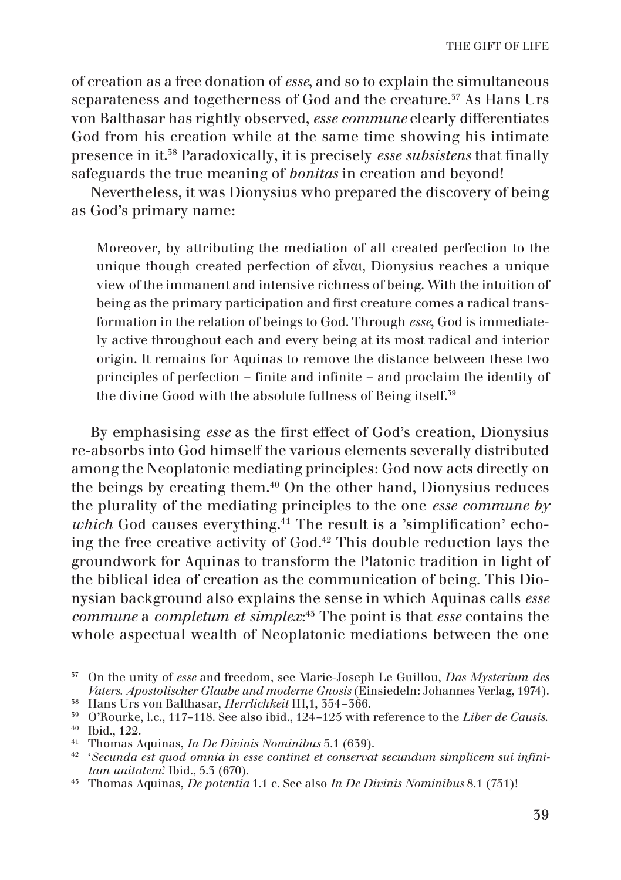of creation as a free donation of *esse*, and so to explain the simultaneous separateness and togetherness of God and the creature.[37] As Hans Urs von Balthasar has rightly observed, *esse commune* clearly differentiates God from his creation while at the same time showing his intimate presence in it.[38] Paradoxically, it is precisely *esse subsistens* that finally safeguards the true meaning of *bonitas* in creation and beyond!

Nevertheless, it was Dionysius who prepared the discovery of being as God's primary name:

> Moreover, by attributing the mediation of all created perfection to the unique though created perfection of εἶναι, Dionysius reaches a unique view of the immanent and intensive richness of being. With the intuition of being as the primary participation and first creature comes a radical transformation in the relation of beings to God. Through *esse*, God is immediately active throughout each and every being at its most radical and interior origin. It remains for Aquinas to remove the distance between these two principles of perfection – finite and infinite – and proclaim the identity of the divine Good with the absolute fullness of Being itself.[39]

By emphasising *esse* as the first effect of God's creation, Dionysius re-absorbs into God himself the various elements severally distributed among the Neoplatonic mediating principles: God now acts directly on the beings by creating them.[40] On the other hand, Dionysius reduces the plurality of the mediating principles to the one *esse commune by which* God causes everything.[41] The result is a 'simplification' echoing the free creative activity of God.[42] This double reduction lays the groundwork for Aquinas to transform the Platonic tradition in light of the biblical idea of creation as the communication of being. This Dionysian background also explains the sense in which Aquinas calls *esse commune* a *completum et simplex*:[43] The point is that *esse* contains the whole aspectual wealth of Neoplatonic mediations between the one

---

[37] On the unity of *esse* and freedom, see Marie-Joseph Le Guillou, *Das Mysterium des Vaters. Apostolischer Glaube und moderne Gnosis* (Einsiedeln: Johannes Verlag, 1974).

[38] Hans Urs von Balthasar, *Herrlichkeit* III,1, 354–366.

[39] O'Rourke, l.c., 117–118. See also ibid., 124–125 with reference to the *Liber de Causis*.

[40] Ibid., 122.

[41] Thomas Aquinas, *In De Divinis Nominibus* 5.1 (639).

[42] '*Secunda est quod omnia in esse continet et conservat secundum simplicem sui infinitam unitatem*.' Ibid., 5.3 (670).

[43] Thomas Aquinas, *De potentia* 1.1 c. See also *In De Divinis Nominibus* 8.1 (751)!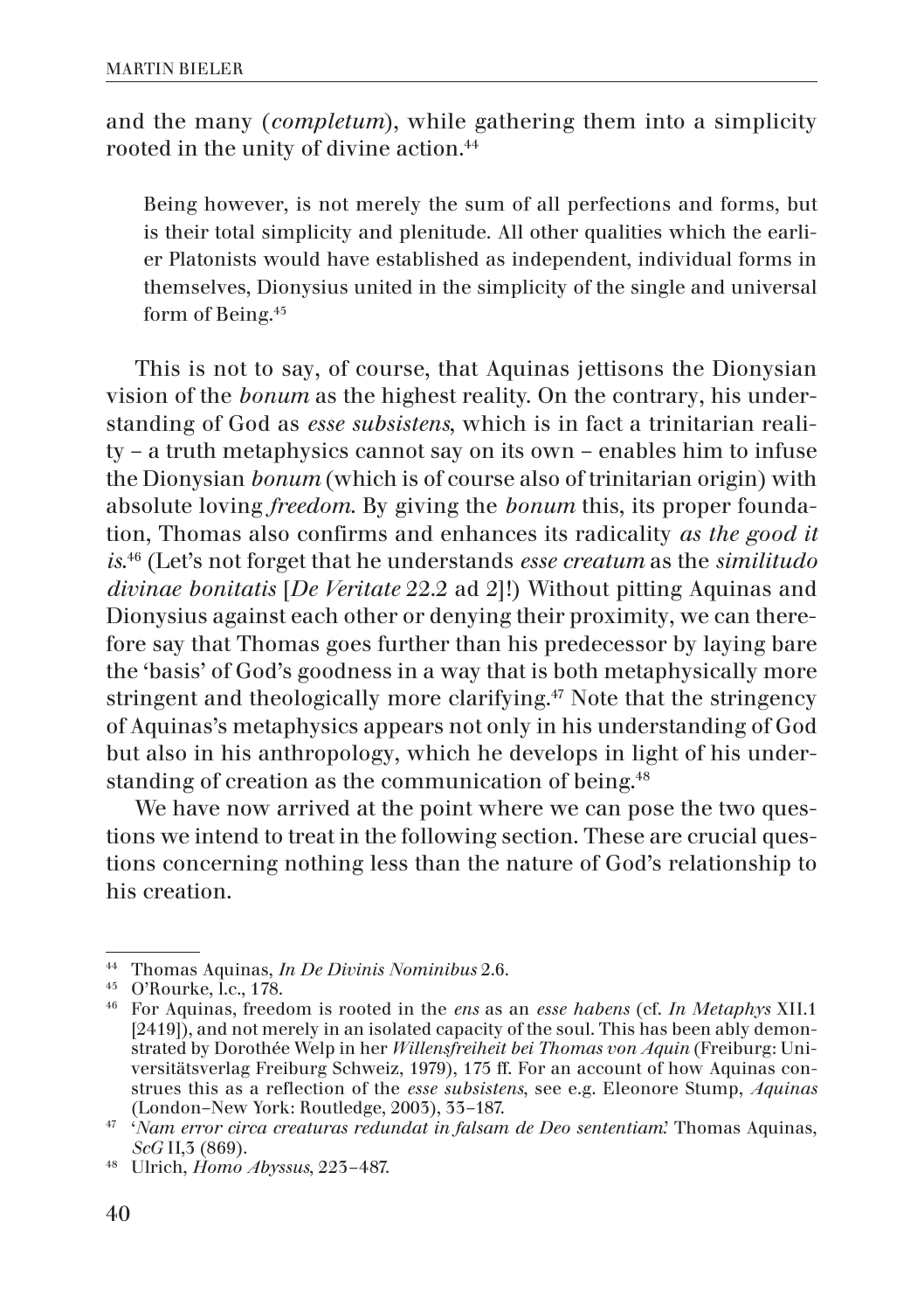and the many (*completum*), while gathering them into a simplicity rooted in the unity of divine action.[44]

> Being however, is not merely the sum of all perfections and forms, but is their total simplicity and plenitude. All other qualities which the earlier Platonists would have established as independent, individual forms in themselves, Dionysius united in the simplicity of the single and universal form of Being.[45]

This is not to say, of course, that Aquinas jettisons the Dionysian vision of the *bonum* as the highest reality. On the contrary, his understanding of God as *esse subsistens*, which is in fact a trinitarian reality – a truth metaphysics cannot say on its own – enables him to infuse the Dionysian *bonum* (which is of course also of trinitarian origin) with absolute loving *freedom*. By giving the *bonum* this, its proper foundation, Thomas also confirms and enhances its radicality *as the good it is*.[46] (Let's not forget that he understands *esse creatum* as the *similitudo divinae bonitatis* [*De Veritate* 22.2 ad 2]!) Without pitting Aquinas and Dionysius against each other or denying their proximity, we can therefore say that Thomas goes further than his predecessor by laying bare the 'basis' of God's goodness in a way that is both metaphysically more stringent and theologically more clarifying.[47] Note that the stringency of Aquinas's metaphysics appears not only in his understanding of God but also in his anthropology, which he develops in light of his understanding of creation as the communication of being.[48]

We have now arrived at the point where we can pose the two questions we intend to treat in the following section. These are crucial questions concerning nothing less than the nature of God's relationship to his creation.

---

[44] Thomas Aquinas, *In De Divinis Nominibus* 2.6.

[45] O'Rourke, l.c., 178.

[46] For Aquinas, freedom is rooted in the *ens* as an *esse habens* (cf. *In Metaphys* XII.1 [2419]), and not merely in an isolated capacity of the soul. This has been ably demonstrated by Dorothée Welp in her *Willensfreiheit bei Thomas von Aquin* (Freiburg: Universitätsverlag Freiburg Schweiz, 1979), 175 ff. For an account of how Aquinas construes this as a reflection of the *esse subsistens*, see e.g. Eleonore Stump, *Aquinas* (London–New York: Routledge, 2003), 33–187.

[47] '*Nam error circa creaturas redundat in falsam de Deo sententiam*.' Thomas Aquinas, *ScG* II,3 (869).

[48] Ulrich, *Homo Abyssus*, 223–487.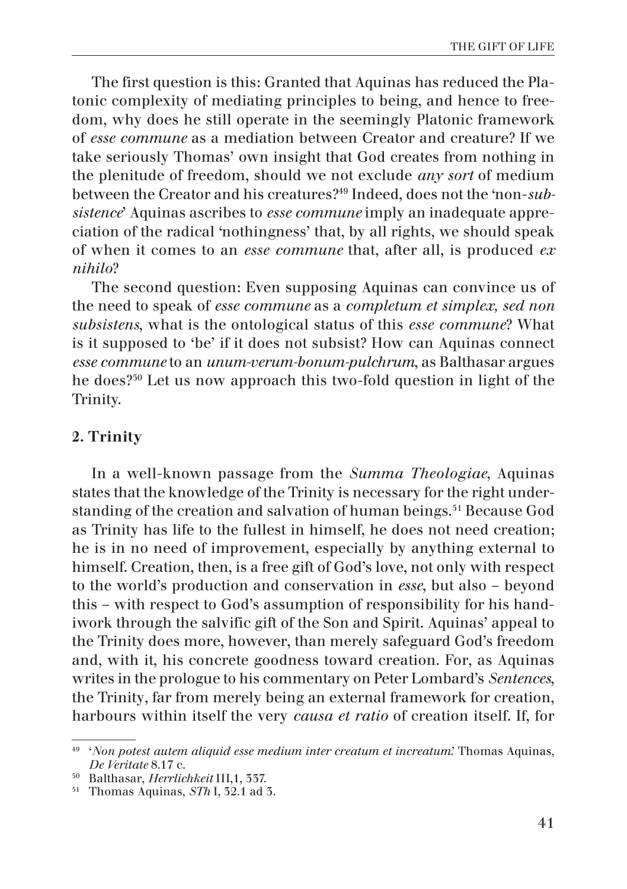The first question is this: Granted that Aquinas has reduced the Platonic complexity of mediating principles to being, and hence to freedom, why does he still operate in the seemingly Platonic framework of *esse commune* as a mediation between Creator and creature? If we take seriously Thomas' own insight that God creates from nothing in the plenitude of freedom, should we not exclude *any sort* of medium between the Creator and his creatures?[49] Indeed, does not the 'non-*subsistence*' Aquinas ascribes to *esse commune* imply an inadequate appreciation of the radical 'nothingness' that, by all rights, we should speak of when it comes to an *esse commune* that, after all, is produced *ex nihilo*?

The second question: Even supposing Aquinas can convince us of the need to speak of *esse commune* as a *completum et simplex, sed non subsistens*, what is the ontological status of this *esse commune*? What is it supposed to 'be' if it does not subsist? How can Aquinas connect *esse commune* to an *unum-verum-bonum-pulchrum*, as Balthasar argues he does?[50] Let us now approach this two-fold question in light of the Trinity.

## 2. Trinity

In a well-known passage from the *Summa Theologiae*, Aquinas states that the knowledge of the Trinity is necessary for the right understanding of the creation and salvation of human beings.[51] Because God as Trinity has life to the fullest in himself, he does not need creation; he is in no need of improvement, especially by anything external to himself. Creation, then, is a free gift of God's love, not only with respect to the world's production and conservation in *esse*, but also – beyond this – with respect to God's assumption of responsibility for his handiwork through the salvific gift of the Son and Spirit. Aquinas' appeal to the Trinity does more, however, than merely safeguard God's freedom and, with it, his concrete goodness toward creation. For, as Aquinas writes in the prologue to his commentary on Peter Lombard's *Sentences*, the Trinity, far from merely being an external framework for creation, harbours within itself the very *causa et ratio* of creation itself. If, for

---

[49] '*Non potest autem aliquid esse medium inter creatum et increatum*.' Thomas Aquinas, *De Veritate* 8.17 c.

[50] Balthasar, *Herrlichkeit* III,1, 337.

[51] Thomas Aquinas, *STh* I, 32.1 ad 3.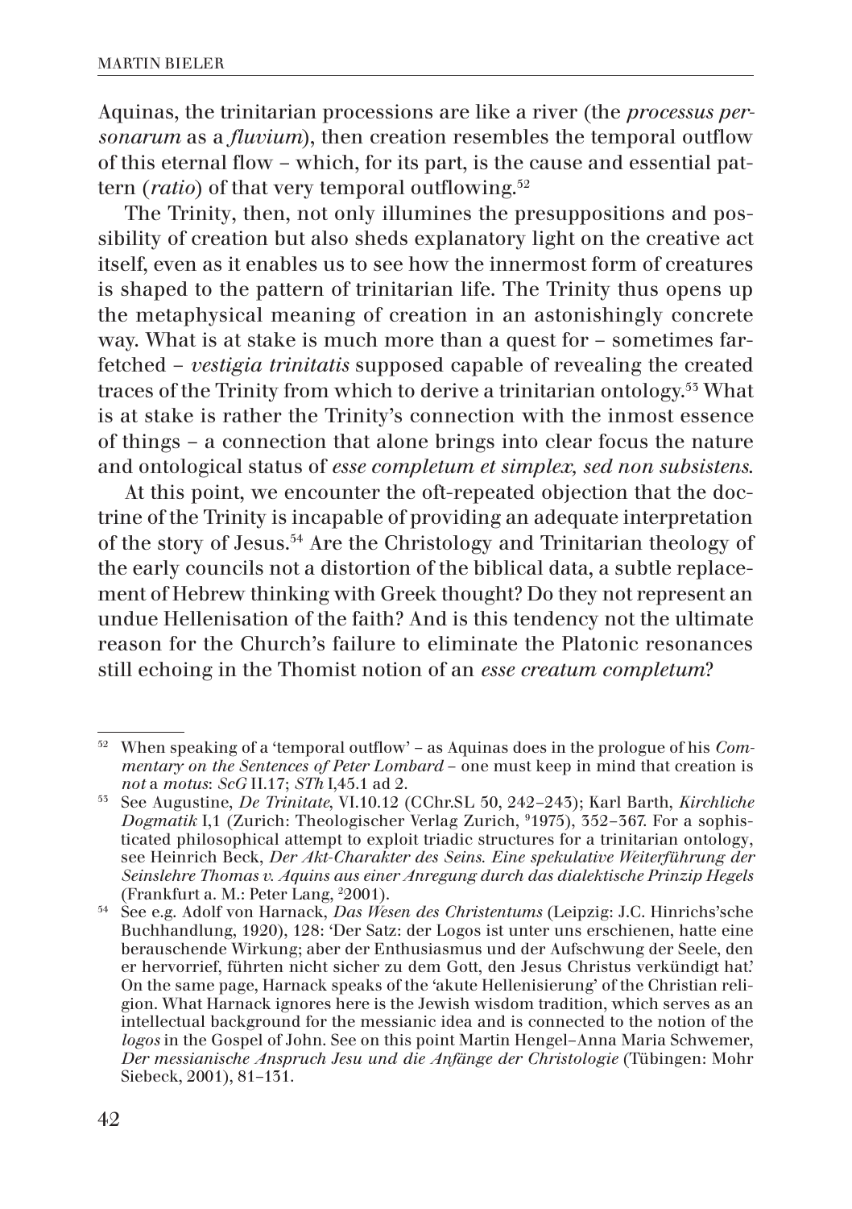Aquinas, the trinitarian processions are like a river (the *processus personarum* as a *fluvium*), then creation resembles the temporal outflow of this eternal flow – which, for its part, is the cause and essential pattern (*ratio*) of that very temporal outflowing.[52]

The Trinity, then, not only illumines the presuppositions and possibility of creation but also sheds explanatory light on the creative act itself, even as it enables us to see how the innermost form of creatures is shaped to the pattern of trinitarian life. The Trinity thus opens up the metaphysical meaning of creation in an astonishingly concrete way. What is at stake is much more than a quest for – sometimes farfetched – *vestigia trinitatis* supposed capable of revealing the created traces of the Trinity from which to derive a trinitarian ontology.[53] What is at stake is rather the Trinity's connection with the inmost essence of things – a connection that alone brings into clear focus the nature and ontological status of *esse completum et simplex, sed non subsistens*.

At this point, we encounter the oft-repeated objection that the doctrine of the Trinity is incapable of providing an adequate interpretation of the story of Jesus.[54] Are the Christology and Trinitarian theology of the early councils not a distortion of the biblical data, a subtle replacement of Hebrew thinking with Greek thought? Do they not represent an undue Hellenisation of the faith? And is this tendency not the ultimate reason for the Church's failure to eliminate the Platonic resonances still echoing in the Thomist notion of an *esse creatum completum*?

---

[52] When speaking of a 'temporal outflow' – as Aquinas does in the prologue of his *Commentary on the Sentences of Peter Lombard* – one must keep in mind that creation is *not* a *motus*: *ScG* II.17; *STh* I,45.1 ad 2.

[53] See Augustine, *De Trinitate*, VI.10.12 (CChr.SL 50, 242–243); Karl Barth, *Kirchliche Dogmatik* I,1 (Zurich: Theologischer Verlag Zurich, [9]1975), 352–367. For a sophisticated philosophical attempt to exploit triadic structures for a trinitarian ontology, see Heinrich Beck, *Der Akt-Charakter des Seins. Eine spekulative Weiterführung der Seinslehre Thomas v. Aquins aus einer Anregung durch das dialektische Prinzip Hegels* (Frankfurt a. M.: Peter Lang, [2]2001).

[54] See e.g. Adolf von Harnack, *Das Wesen des Christentums* (Leipzig: J.C. Hinrichs'sche Buchhandlung, 1920), 128: 'Der Satz: der Logos ist unter uns erschienen, hatte eine berauschende Wirkung; aber der Enthusiasmus und der Aufschwung der Seele, den er hervorrief, führten nicht sicher zu dem Gott, den Jesus Christus verkündigt hat.' On the same page, Harnack speaks of the 'akute Hellenisierung' of the Christian religion. What Harnack ignores here is the Jewish wisdom tradition, which serves as an intellectual background for the messianic idea and is connected to the notion of the *logos* in the Gospel of John. See on this point Martin Hengel–Anna Maria Schwemer, *Der messianische Anspruch Jesu und die Anfänge der Christologie* (Tübingen: Mohr Siebeck, 2001), 81–131.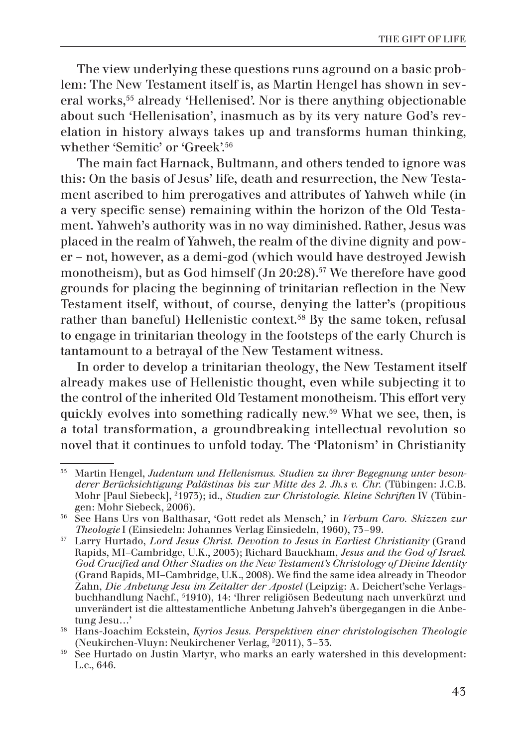The view underlying these questions runs aground on a basic problem: The New Testament itself is, as Martin Hengel has shown in several works,[55] already 'Hellenised'. Nor is there anything objectionable about such 'Hellenisation', inasmuch as by its very nature God's revelation in history always takes up and transforms human thinking, whether 'Semitic' or 'Greek'.[56]

The main fact Harnack, Bultmann, and others tended to ignore was this: On the basis of Jesus' life, death and resurrection, the New Testament ascribed to him prerogatives and attributes of Yahweh while (in a very specific sense) remaining within the horizon of the Old Testament. Yahweh's authority was in no way diminished. Rather, Jesus was placed in the realm of Yahweh, the realm of the divine dignity and power – not, however, as a demi-god (which would have destroyed Jewish monotheism), but as God himself (Jn 20:28).[57] We therefore have good grounds for placing the beginning of trinitarian reflection in the New Testament itself, without, of course, denying the latter's (propitious rather than baneful) Hellenistic context.[58] By the same token, refusal to engage in trinitarian theology in the footsteps of the early Church is tantamount to a betrayal of the New Testament witness.

In order to develop a trinitarian theology, the New Testament itself already makes use of Hellenistic thought, even while subjecting it to the control of the inherited Old Testament monotheism. This effort very quickly evolves into something radically new.[59] What we see, then, is a total transformation, a groundbreaking intellectual revolution so novel that it continues to unfold today. The 'Platonism' in Christianity

---

[55] Martin Hengel, *Judentum und Hellenismus. Studien zu ihrer Begegnung unter besonderer Berücksichtigung Palästinas bis zur Mitte des 2. Jh.s v. Chr.* (Tübingen: J.C.B. Mohr [Paul Siebeck], ²1973); id., *Studien zur Christologie. Kleine Schriften* IV (Tübingen: Mohr Siebeck, 2006).

[56] See Hans Urs von Balthasar, 'Gott redet als Mensch,' in *Verbum Caro. Skizzen zur Theologie* I (Einsiedeln: Johannes Verlag Einsiedeln, 1960), 73–99.

[57] Larry Hurtado, *Lord Jesus Christ. Devotion to Jesus in Earliest Christianity* (Grand Rapids, MI–Cambridge, U.K., 2003); Richard Bauckham, *Jesus and the God of Israel. God Crucified and Other Studies on the New Testament's Christology of Divine Identity* (Grand Rapids, MI–Cambridge, U.K., 2008). We find the same idea already in Theodor Zahn, *Die Anbetung Jesu im Zeitalter der Apostel* (Leipzig: A. Deichert'sche Verlagsbuchhandlung Nachf., ⁵1910), 14: 'Ihrer religiösen Bedeutung nach unverkürzt und unverändert ist die alttestamentliche Anbetung Jahveh's übergegangen in die Anbetung Jesu…'

[58] Hans-Joachim Eckstein, *Kyrios Jesus. Perspektiven einer christologischen Theologie* (Neukirchen-Vluyn: Neukirchener Verlag, ²2011), 3–33.

[59] See Hurtado on Justin Martyr, who marks an early watershed in this development: L.c., 646.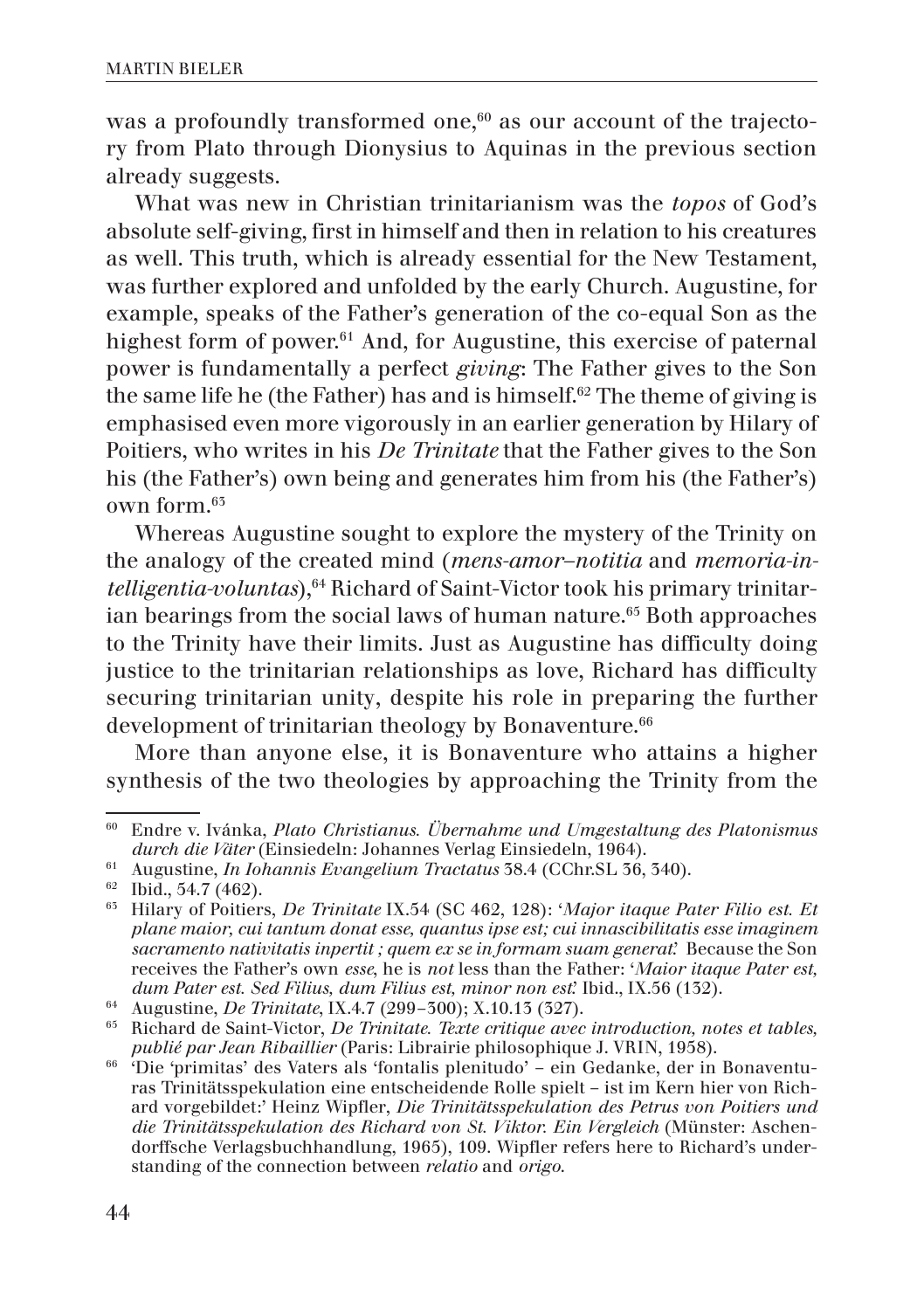was a profoundly transformed one,[60] as our account of the trajectory from Plato through Dionysius to Aquinas in the previous section already suggests.

What was new in Christian trinitarianism was the *topos* of God's absolute self-giving, first in himself and then in relation to his creatures as well. This truth, which is already essential for the New Testament, was further explored and unfolded by the early Church. Augustine, for example, speaks of the Father's generation of the co-equal Son as the highest form of power.[61] And, for Augustine, this exercise of paternal power is fundamentally a perfect *giving*: The Father gives to the Son the same life he (the Father) has and is himself.[62] The theme of giving is emphasised even more vigorously in an earlier generation by Hilary of Poitiers, who writes in his *De Trinitate* that the Father gives to the Son his (the Father's) own being and generates him from his (the Father's) own form.[63]

Whereas Augustine sought to explore the mystery of the Trinity on the analogy of the created mind (*mens-amor–notitia* and *memoria-intelligentia-voluntas*),[64] Richard of Saint-Victor took his primary trinitarian bearings from the social laws of human nature.[65] Both approaches to the Trinity have their limits. Just as Augustine has difficulty doing justice to the trinitarian relationships as love, Richard has difficulty securing trinitarian unity, despite his role in preparing the further development of trinitarian theology by Bonaventure.[66]

More than anyone else, it is Bonaventure who attains a higher synthesis of the two theologies by approaching the Trinity from the

---

[60] Endre v. Ivánka, *Plato Christianus. Übernahme und Umgestaltung des Platonismus durch die Väter* (Einsiedeln: Johannes Verlag Einsiedeln, 1964).

[61] Augustine, *In Iohannis Evangelium Tractatus* 38.4 (CChr.SL 36, 340).

[62] Ibid., 54.7 (462).

[63] Hilary of Poitiers, *De Trinitate* IX.54 (SC 462, 128): '*Major itaque Pater Filio est. Et plane maior, cui tantum donat esse, quantus ipse est; cui innascibilitatis esse imaginem sacramento nativitatis inpertit ; quem ex se in formam suam generat.*' Because the Son receives the Father's own *esse*, he is *not* less than the Father: '*Maior itaque Pater est, dum Pater est. Sed Filius, dum Filius est, minor non est.*' Ibid., IX.56 (132).

[64] Augustine, *De Trinitate*, IX.4.7 (299–300); X.10.13 (327).

[65] Richard de Saint-Victor, *De Trinitate. Texte critique avec introduction, notes et tables, publié par Jean Ribaillier* (Paris: Librairie philosophique J. VRIN, 1958).

[66] 'Die 'primitas' des Vaters als 'fontalis plenitudo' – ein Gedanke, der in Bonaventuras Trinitätsspekulation eine entscheidende Rolle spielt – ist im Kern hier von Richard vorgebildet.' Heinz Wipfler, *Die Trinitätsspekulation des Petrus von Poitiers und die Trinitätsspekulation des Richard von St. Viktor. Ein Vergleich* (Münster: Aschendorffsche Verlagsbuchhandlung, 1965), 109. Wipfler refers here to Richard's understanding of the connection between *relatio* and *origo*.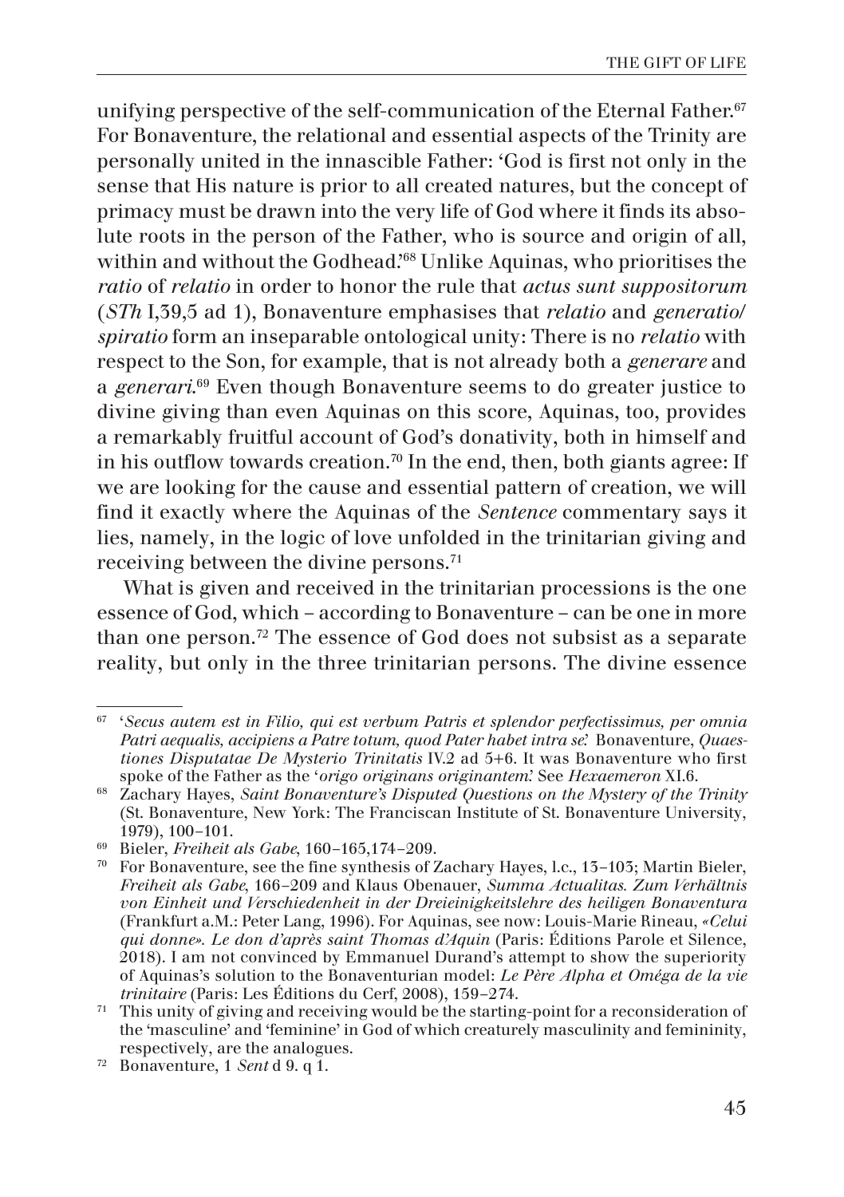unifying perspective of the self-communication of the Eternal Father.[67] For Bonaventure, the relational and essential aspects of the Trinity are personally united in the innascible Father: 'God is first not only in the sense that His nature is prior to all created natures, but the concept of primacy must be drawn into the very life of God where it finds its absolute roots in the person of the Father, who is source and origin of all, within and without the Godhead.'[68] Unlike Aquinas, who prioritises the *ratio* of *relatio* in order to honor the rule that *actus sunt suppositorum* (*STh* I,39,5 ad 1), Bonaventure emphasises that *relatio* and *generatio/spiratio* form an inseparable ontological unity: There is no *relatio* with respect to the Son, for example, that is not already both a *generare* and a *generari*.[69] Even though Bonaventure seems to do greater justice to divine giving than even Aquinas on this score, Aquinas, too, provides a remarkably fruitful account of God's donativity, both in himself and in his outflow towards creation.[70] In the end, then, both giants agree: If we are looking for the cause and essential pattern of creation, we will find it exactly where the Aquinas of the *Sentence* commentary says it lies, namely, in the logic of love unfolded in the trinitarian giving and receiving between the divine persons.[71]

What is given and received in the trinitarian processions is the one essence of God, which – according to Bonaventure – can be one in more than one person.[72] The essence of God does not subsist as a separate reality, but only in the three trinitarian persons. The divine essence

---

[67] '*Secus autem est in Filio, qui est verbum Patris et splendor perfectissimus, per omnia Patri aequalis, accipiens a Patre totum, quod Pater habet intra se.*' Bonaventure, *Quaestiones Disputatae De Mysterio Trinitatis* IV.2 ad 5+6. It was Bonaventure who first spoke of the Father as the '*origo originans originantem*.' See *Hexaemeron* XI.6.

[68] Zachary Hayes, *Saint Bonaventure's Disputed Questions on the Mystery of the Trinity* (St. Bonaventure, New York: The Franciscan Institute of St. Bonaventure University, 1979), 100–101.

[69] Bieler, *Freiheit als Gabe*, 160–165,174–209.

[70] For Bonaventure, see the fine synthesis of Zachary Hayes, l.c., 13–103; Martin Bieler, *Freiheit als Gabe*, 166–209 and Klaus Obenauer, *Summa Actualitas. Zum Verhältnis von Einheit und Verschiedenheit in der Dreieinigkeitslehre des heiligen Bonaventura* (Frankfurt a.M.: Peter Lang, 1996). For Aquinas, see now: Louis-Marie Rineau, *«Celui qui donne». Le don d'après saint Thomas d'Aquin* (Paris: Éditions Parole et Silence, 2018). I am not convinced by Emmanuel Durand's attempt to show the superiority of Aquinas's solution to the Bonaventurian model: *Le Père Alpha et Oméga de la vie trinitaire* (Paris: Les Éditions du Cerf, 2008), 159–274.

[71] This unity of giving and receiving would be the starting-point for a reconsideration of the 'masculine' and 'feminine' in God of which creaturely masculinity and femininity, respectively, are the analogues.

[72] Bonaventure, 1 *Sent* d 9. q 1.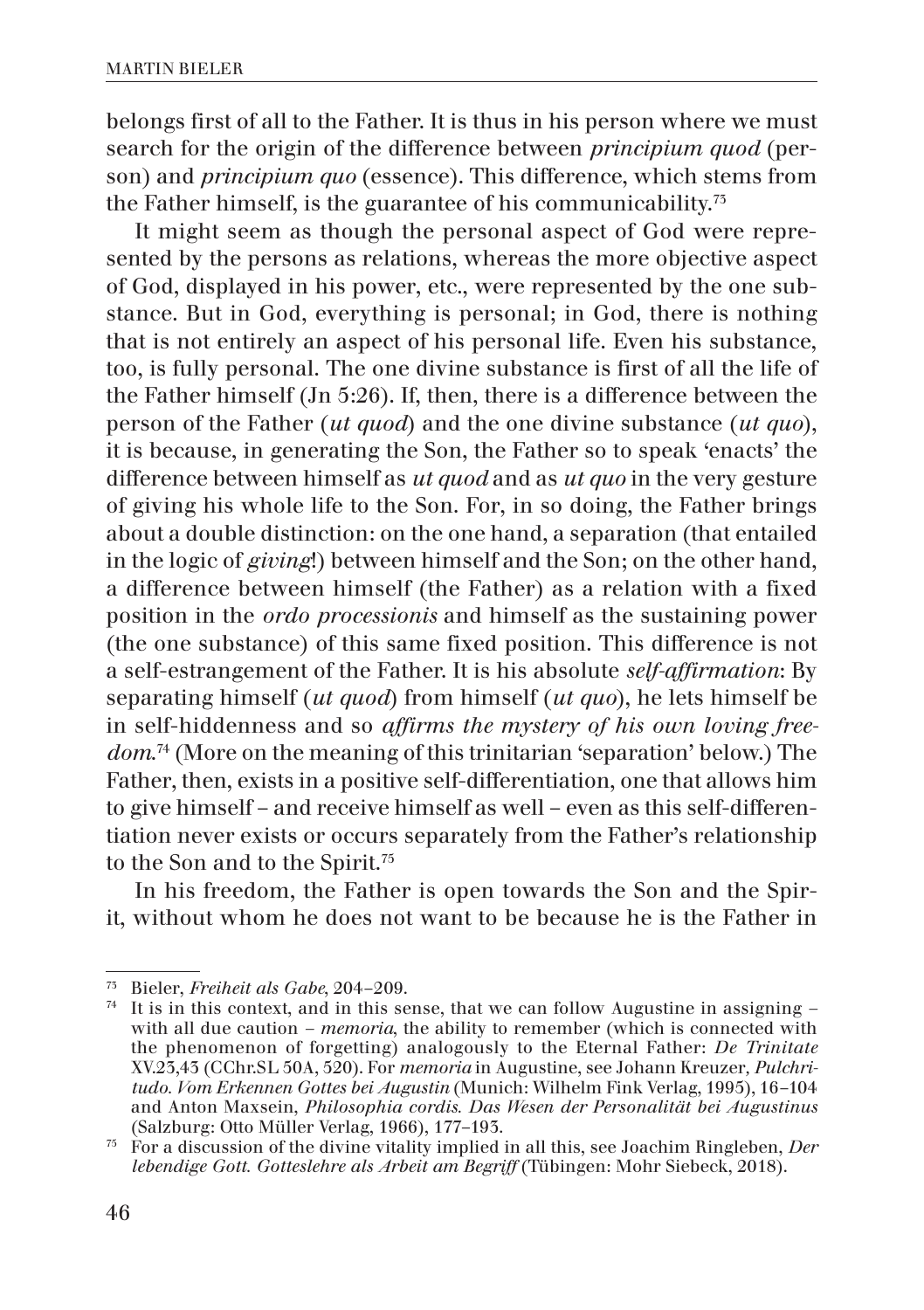belongs first of all to the Father. It is thus in his person where we must search for the origin of the difference between *principium quod* (person) and *principium quo* (essence). This difference, which stems from the Father himself, is the guarantee of his communicability.[73]

It might seem as though the personal aspect of God were represented by the persons as relations, whereas the more objective aspect of God, displayed in his power, etc., were represented by the one substance. But in God, everything is personal; in God, there is nothing that is not entirely an aspect of his personal life. Even his substance, too, is fully personal. The one divine substance is first of all the life of the Father himself (Jn 5:26). If, then, there is a difference between the person of the Father (*ut quod*) and the one divine substance (*ut quo*), it is because, in generating the Son, the Father so to speak 'enacts' the difference between himself as *ut quod* and as *ut quo* in the very gesture of giving his whole life to the Son. For, in so doing, the Father brings about a double distinction: on the one hand, a separation (that entailed in the logic of *giving*!) between himself and the Son; on the other hand, a difference between himself (the Father) as a relation with a fixed position in the *ordo processionis* and himself as the sustaining power (the one substance) of this same fixed position. This difference is not a self-estrangement of the Father. It is his absolute *self-affirmation*: By separating himself (*ut quod*) from himself (*ut quo*), he lets himself be in self-hiddenness and so *affirms the mystery of his own loving freedom*.[74] (More on the meaning of this trinitarian 'separation' below.) The Father, then, exists in a positive self-differentiation, one that allows him to give himself – and receive himself as well – even as this self-differentiation never exists or occurs separately from the Father's relationship to the Son and to the Spirit.[75]

In his freedom, the Father is open towards the Son and the Spirit, without whom he does not want to be because he is the Father in

---

[73] Bieler, *Freiheit als Gabe*, 204–209.

[74] It is in this context, and in this sense, that we can follow Augustine in assigning – with all due caution – *memoria*, the ability to remember (which is connected with the phenomenon of forgetting) analogously to the Eternal Father: *De Trinitate* XV.23,43 (CChr.SL 50A, 520). For *memoria* in Augustine, see Johann Kreuzer, *Pulchritudo. Vom Erkennen Gottes bei Augustin* (Munich: Wilhelm Fink Verlag, 1995), 16–104 and Anton Maxsein, *Philosophia cordis. Das Wesen der Personalität bei Augustinus* (Salzburg: Otto Müller Verlag, 1966), 177–193.

[75] For a discussion of the divine vitality implied in all this, see Joachim Ringleben, *Der lebendige Gott. Gotteslehre als Arbeit am Begriff* (Tübingen: Mohr Siebeck, 2018).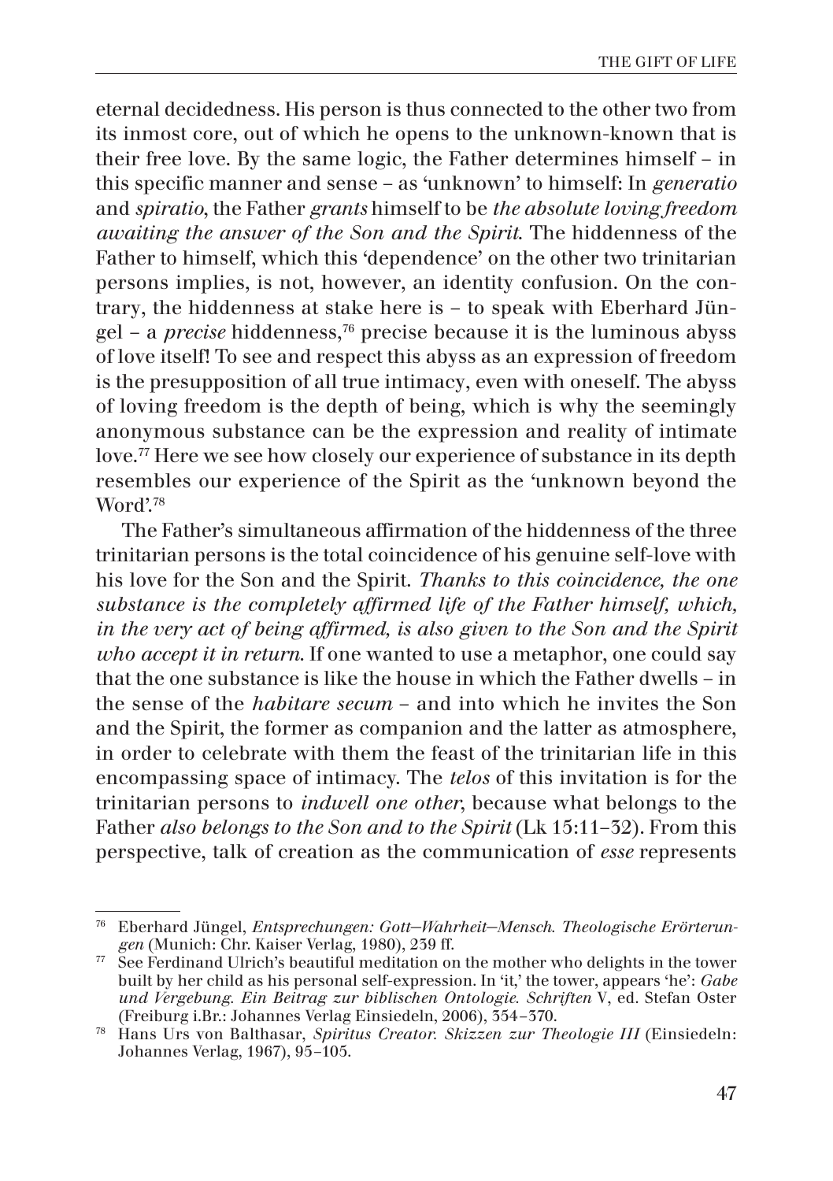eternal decidedness. His person is thus connected to the other two from its inmost core, out of which he opens to the unknown-known that is their free love. By the same logic, the Father determines himself – in this specific manner and sense – as 'unknown' to himself: In *generatio* and *spiratio*, the Father *grants* himself to be *the absolute loving freedom awaiting the answer of the Son and the Spirit*. The hiddenness of the Father to himself, which this 'dependence' on the other two trinitarian persons implies, is not, however, an identity confusion. On the contrary, the hiddenness at stake here is – to speak with Eberhard Jüngel – a *precise* hiddenness,[76] precise because it is the luminous abyss of love itself! To see and respect this abyss as an expression of freedom is the presupposition of all true intimacy, even with oneself. The abyss of loving freedom is the depth of being, which is why the seemingly anonymous substance can be the expression and reality of intimate love.[77] Here we see how closely our experience of substance in its depth resembles our experience of the Spirit as the 'unknown beyond the Word'.[78]

The Father's simultaneous affirmation of the hiddenness of the three trinitarian persons is the total coincidence of his genuine self-love with his love for the Son and the Spirit. *Thanks to this coincidence, the one substance is the completely affirmed life of the Father himself, which, in the very act of being affirmed, is also given to the Son and the Spirit who accept it in return*. If one wanted to use a metaphor, one could say that the one substance is like the house in which the Father dwells – in the sense of the *habitare secum* – and into which he invites the Son and the Spirit, the former as companion and the latter as atmosphere, in order to celebrate with them the feast of the trinitarian life in this encompassing space of intimacy. The *telos* of this invitation is for the trinitarian persons to *indwell one other*, because what belongs to the Father *also belongs to the Son and to the Spirit* (Lk 15:11–32). From this perspective, talk of creation as the communication of *esse* represents

---

[76] Eberhard Jüngel, *Entsprechungen: Gott—Wahrheit—Mensch. Theologische Erörterungen* (Munich: Chr. Kaiser Verlag, 1980), 239 ff.

[77] See Ferdinand Ulrich's beautiful meditation on the mother who delights in the tower built by her child as his personal self-expression. In 'it,' the tower, appears 'he': *Gabe und Vergebung. Ein Beitrag zur biblischen Ontologie. Schriften* V, ed. Stefan Oster (Freiburg i.Br.: Johannes Verlag Einsiedeln, 2006), 354–370.

[78] Hans Urs von Balthasar, *Spiritus Creator. Skizzen zur Theologie III* (Einsiedeln: Johannes Verlag, 1967), 95–105.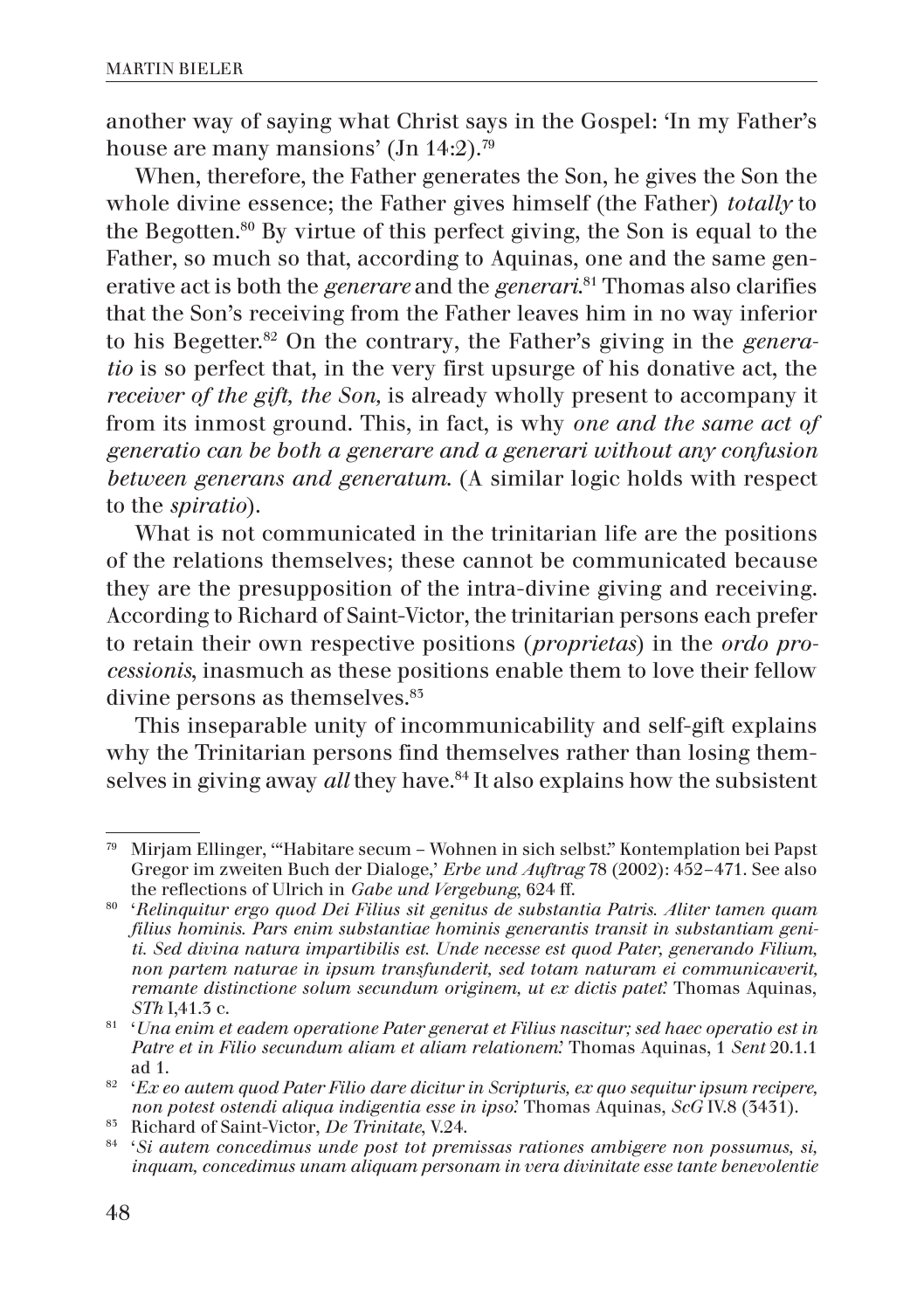another way of saying what Christ says in the Gospel: 'In my Father's house are many mansions' (Jn 14:2).[79]

When, therefore, the Father generates the Son, he gives the Son the whole divine essence; the Father gives himself (the Father) *totally* to the Begotten.[80] By virtue of this perfect giving, the Son is equal to the Father, so much so that, according to Aquinas, one and the same generative act is both the *generare* and the *generari*.[81] Thomas also clarifies that the Son's receiving from the Father leaves him in no way inferior to his Begetter.[82] On the contrary, the Father's giving in the *generatio* is so perfect that, in the very first upsurge of his donative act, the *receiver of the gift, the Son,* is already wholly present to accompany it from its inmost ground. This, in fact, is why *one and the same act of generatio can be both a generare and a generari without any confusion between generans and generatum.* (A similar logic holds with respect to the *spiratio*).

What is not communicated in the trinitarian life are the positions of the relations themselves; these cannot be communicated because they are the presupposition of the intra-divine giving and receiving. According to Richard of Saint-Victor, the trinitarian persons each prefer to retain their own respective positions (*proprietas*) in the *ordo processionis*, inasmuch as these positions enable them to love their fellow divine persons as themselves.[83]

This inseparable unity of incommunicability and self-gift explains why the Trinitarian persons find themselves rather than losing themselves in giving away *all* they have.[84] It also explains how the subsistent

---

[79] Mirjam Ellinger, '"Habitare secum – Wohnen in sich selbst." Kontemplation bei Papst Gregor im zweiten Buch der Dialoge,' *Erbe und Auftrag* 78 (2002): 452–471. See also the reflections of Ulrich in *Gabe und Vergebung*, 624 ff.

[80] '*Relinquitur ergo quod Dei Filius sit genitus de substantia Patris. Aliter tamen quam filius hominis. Pars enim substantiae hominis generantis transit in substantiam geniti. Sed divina natura impartibilis est. Unde necesse est quod Pater, generando Filium, non partem naturae in ipsum transfunderit, sed totam naturam ei communicaverit, remante distinctione solum secundum originem, ut ex dictis patet.*' Thomas Aquinas, *STh* I,41.3 c.

[81] '*Una enim et eadem operatione Pater generat et Filius nascitur; sed haec operatio est in Patre et in Filio secundum aliam et aliam relationem.*' Thomas Aquinas, 1 *Sent* 20.1.1 ad 1.

[82] '*Ex eo autem quod Pater Filio dare dicitur in Scripturis, ex quo sequitur ipsum recipere, non potest ostendi aliqua indigentia esse in ipso.*' Thomas Aquinas, *ScG* IV.8 (3431).

[83] Richard of Saint-Victor, *De Trinitate*, V.24.

[84] '*Si autem concedimus unde post tot premissas rationes ambigere non possumus, si, inquam, concedimus unam aliquam personam in vera divinitate esse tante benevolentie*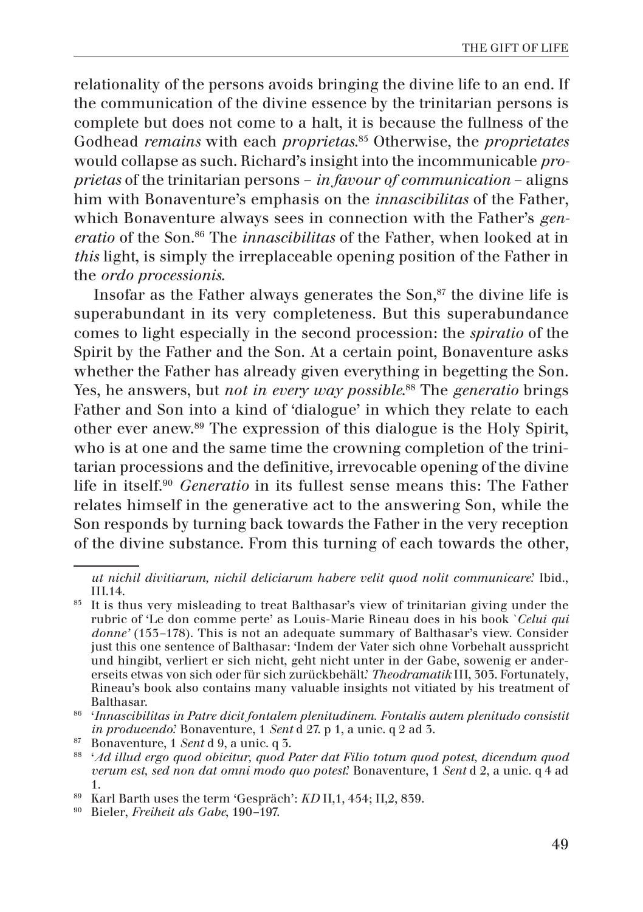relationality of the persons avoids bringing the divine life to an end. If the communication of the divine essence by the trinitarian persons is complete but does not come to a halt, it is because the fullness of the Godhead *remains* with each *proprietas*.[85] Otherwise, the *proprietates* would collapse as such. Richard's insight into the incommunicable *proprietas* of the trinitarian persons – *in favour of communication* – aligns him with Bonaventure's emphasis on the *innascibilitas* of the Father, which Bonaventure always sees in connection with the Father's *generatio* of the Son.[86] The *innascibilitas* of the Father, when looked at in *this* light, is simply the irreplaceable opening position of the Father in the *ordo processionis*.

Insofar as the Father always generates the Son,[87] the divine life is superabundant in its very completeness. But this superabundance comes to light especially in the second procession: the *spiratio* of the Spirit by the Father and the Son. At a certain point, Bonaventure asks whether the Father has already given everything in begetting the Son. Yes, he answers, but *not in every way possible*.[88] The *generatio* brings Father and Son into a kind of 'dialogue' in which they relate to each other ever anew.[89] The expression of this dialogue is the Holy Spirit, who is at one and the same time the crowning completion of the trinitarian processions and the definitive, irrevocable opening of the divine life in itself.[90] *Generatio* in its fullest sense means this: The Father relates himself in the generative act to the answering Son, while the Son responds by turning back towards the Father in the very reception of the divine substance. From this turning of each towards the other,

---

*ut nichil divitiarum, nichil deliciarum habere velit quod nolit communicare*.' Ibid., III.14.

[85] It is thus very misleading to treat Balthasar's view of trinitarian giving under the rubric of 'Le don comme perte' as Louis-Marie Rineau does in his book '*Celui qui donne*' (153–178). This is not an adequate summary of Balthasar's view. Consider just this one sentence of Balthasar: 'Indem der Vater sich ohne Vorbehalt ausspricht und hingibt, verliert er sich nicht, geht nicht unter in der Gabe, sowenig er andererseits etwas von sich oder für sich zurückbehält.' *Theodramatik* III, 303. Fortunately, Rineau's book also contains many valuable insights not vitiated by his treatment of Balthasar.

[86] '*Innascibilitas in Patre dicit fontalem plenitudinem. Fontalis autem plenitudo consistit in producendo*.' Bonaventure, 1 *Sent* d 27. p 1, a unic. q 2 ad 3.

[87] Bonaventure, 1 *Sent* d 9, a unic. q 3.

[88] '*Ad illud ergo quod obicitur, quod Pater dat Filio totum quod potest, dicendum quod verum est, sed non dat omni modo quo potest*.' Bonaventure, 1 *Sent* d 2, a unic. q 4 ad 1.

[89] Karl Barth uses the term 'Gespräch': *KD* II,1, 454; II,2, 839.

[90] Bieler, *Freiheit als Gabe*, 190–197.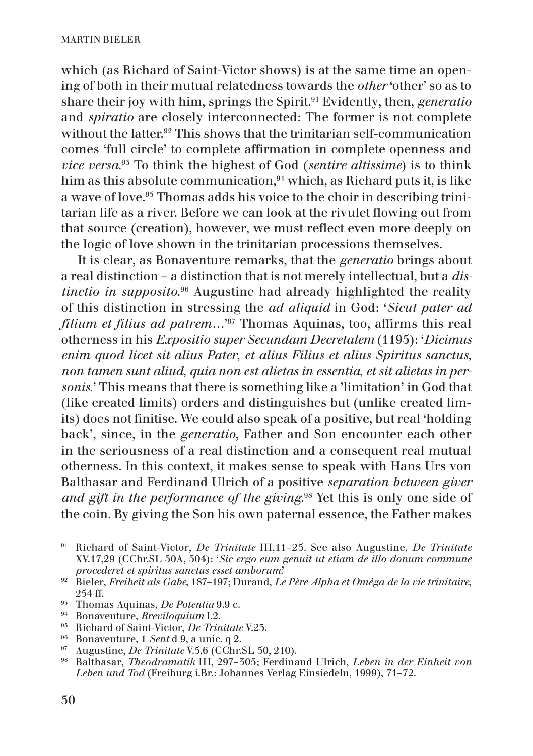which (as Richard of Saint-Victor shows) is at the same time an opening of both in their mutual relatedness towards the *other* 'other' so as to share their joy with him, springs the Spirit.[91] Evidently, then, *generatio* and *spiratio* are closely interconnected: The former is not complete without the latter.[92] This shows that the trinitarian self-communication comes 'full circle' to complete affirmation in complete openness and *vice versa*.[93] To think the highest of God (*sentire altissime*) is to think him as this absolute communication,[94] which, as Richard puts it, is like a wave of love.[95] Thomas adds his voice to the choir in describing trinitarian life as a river. Before we can look at the rivulet flowing out from that source (creation), however, we must reflect even more deeply on the logic of love shown in the trinitarian processions themselves.

It is clear, as Bonaventure remarks, that the *generatio* brings about a real distinction – a distinction that is not merely intellectual, but a *distinctio in supposito*.[96] Augustine had already highlighted the reality of this distinction in stressing the *ad aliquid* in God: '*Sicut pater ad filium et filius ad patrem…*'[97] Thomas Aquinas, too, affirms this real otherness in his *Expositio super Secundam Decretalem* (1195): '*Dicimus enim quod licet sit alius Pater, et alius Filius et alius Spiritus sanctus, non tamen sunt aliud, quia non est alietas in essentia, et sit alietas in personis*.' This means that there is something like a 'limitation' in God that (like created limits) orders and distinguishes but (unlike created limits) does not finitise. We could also speak of a positive, but real 'holding back', since, in the *generatio*, Father and Son encounter each other in the seriousness of a real distinction and a consequent real mutual otherness. In this context, it makes sense to speak with Hans Urs von Balthasar and Ferdinand Ulrich of a positive *separation between giver and gift in the performance of the giving*.[98] Yet this is only one side of the coin. By giving the Son his own paternal essence, the Father makes

---

[91] Richard of Saint-Victor, *De Trinitate* III,11–25. See also Augustine, *De Trinitate* XV.17,29 (CChr.SL 50A, 504): '*Sic ergo eum genuit ut etiam de illo donum commune procederet et spiritus sanctus esset amborum*.'

[92] Bieler, *Freiheit als Gabe*, 187–197; Durand, *Le Père Alpha et Oméga de la vie trinitaire*, 254 ff.

[93] Thomas Aquinas, *De Potentia* 9.9 c.

[94] Bonaventure, *Breviloquium* I.2.

[95] Richard of Saint-Victor, *De Trinitate* V.23.

[96] Bonaventure, 1 *Sent* d 9, a unic. q 2.

[97] Augustine, *De Trinitate* V.5,6 (CChr.SL 50, 210).

[98] Balthasar, *Theodramatik* III, 297–303; Ferdinand Ulrich, *Leben in der Einheit von Leben und Tod* (Freiburg i.Br.: Johannes Verlag Einsiedeln, 1999), 71–72.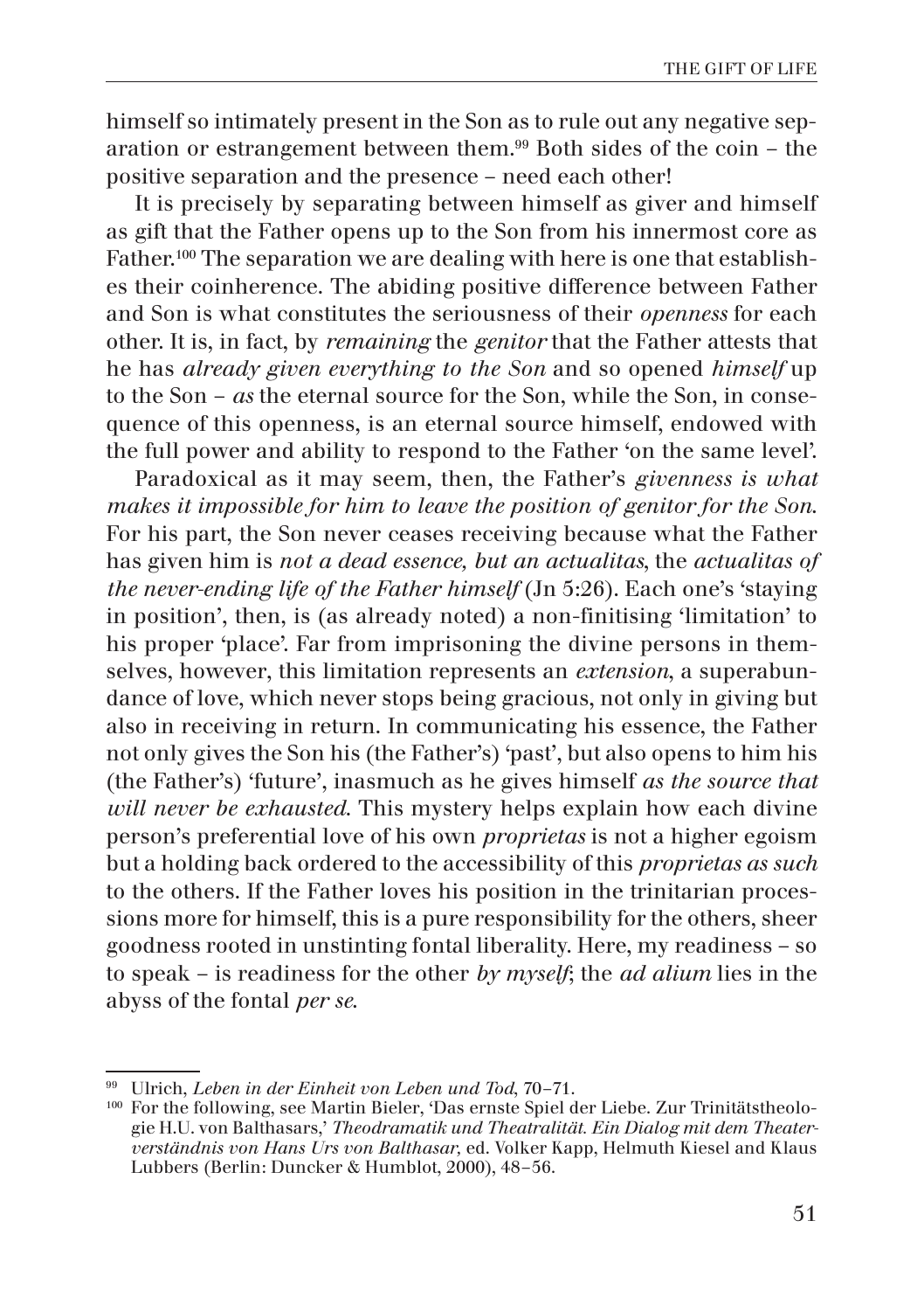himself so intimately present in the Son as to rule out any negative separation or estrangement between them.[99] Both sides of the coin – the positive separation and the presence – need each other!

It is precisely by separating between himself as giver and himself as gift that the Father opens up to the Son from his innermost core as Father.[100] The separation we are dealing with here is one that establishes their coinherence. The abiding positive difference between Father and Son is what constitutes the seriousness of their *openness* for each other. It is, in fact, by *remaining* the *genitor* that the Father attests that he has *already given everything to the Son* and so opened *himself* up to the Son – *as* the eternal source for the Son, while the Son, in consequence of this openness, is an eternal source himself, endowed with the full power and ability to respond to the Father 'on the same level'.

Paradoxical as it may seem, then, the Father's *givenness is what makes it impossible for him to leave the position of genitor for the Son*. For his part, the Son never ceases receiving because what the Father has given him is *not a dead essence, but an actualitas*, the *actualitas of the never-ending life of the Father himself* (Jn 5:26). Each one's 'staying in position', then, is (as already noted) a non-finitising 'limitation' to his proper 'place'. Far from imprisoning the divine persons in themselves, however, this limitation represents an *extension*, a superabundance of love, which never stops being gracious, not only in giving but also in receiving in return. In communicating his essence, the Father not only gives the Son his (the Father's) 'past', but also opens to him his (the Father's) 'future', inasmuch as he gives himself *as the source that will never be exhausted*. This mystery helps explain how each divine person's preferential love of his own *proprietas* is not a higher egoism but a holding back ordered to the accessibility of this *proprietas as such* to the others. If the Father loves his position in the trinitarian processions more for himself, this is a pure responsibility for the others, sheer goodness rooted in unstinting fontal liberality. Here, my readiness – so to speak – is readiness for the other *by myself*; the *ad alium* lies in the abyss of the fontal *per se*.

---

[99] Ulrich, *Leben in der Einheit von Leben und Tod*, 70–71.

[100] For the following, see Martin Bieler, 'Das ernste Spiel der Liebe. Zur Trinitätstheologie H.U. von Balthasars,' *Theodramatik und Theatralität. Ein Dialog mit dem Theaterverständnis von Hans Urs von Balthasar,* ed. Volker Kapp, Helmuth Kiesel and Klaus Lubbers (Berlin: Duncker & Humblot, 2000), 48–56.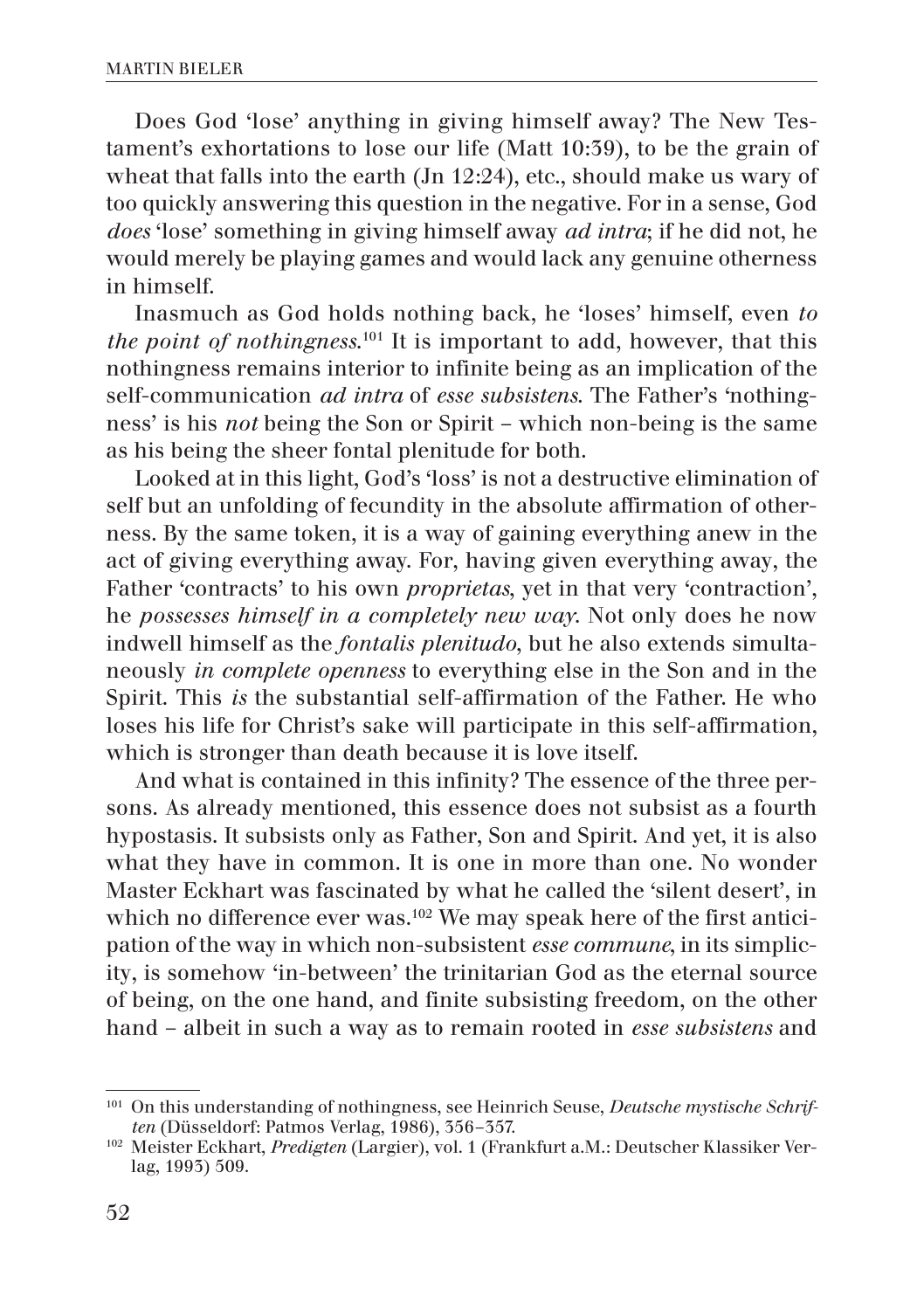Does God 'lose' anything in giving himself away? The New Testament's exhortations to lose our life (Matt 10:39), to be the grain of wheat that falls into the earth (Jn 12:24), etc., should make us wary of too quickly answering this question in the negative. For in a sense, God *does* 'lose' something in giving himself away *ad intra*; if he did not, he would merely be playing games and would lack any genuine otherness in himself.

Inasmuch as God holds nothing back, he 'loses' himself, even *to the point of nothingness*.[101] It is important to add, however, that this nothingness remains interior to infinite being as an implication of the self-communication *ad intra* of *esse subsistens*. The Father's 'nothingness' is his *not* being the Son or Spirit – which non-being is the same as his being the sheer fontal plenitude for both.

Looked at in this light, God's 'loss' is not a destructive elimination of self but an unfolding of fecundity in the absolute affirmation of otherness. By the same token, it is a way of gaining everything anew in the act of giving everything away. For, having given everything away, the Father 'contracts' to his own *proprietas*, yet in that very 'contraction', he *possesses himself in a completely new way*. Not only does he now indwell himself as the *fontalis plenitudo*, but he also extends simultaneously *in complete openness* to everything else in the Son and in the Spirit. This *is* the substantial self-affirmation of the Father. He who loses his life for Christ's sake will participate in this self-affirmation, which is stronger than death because it is love itself.

And what is contained in this infinity? The essence of the three persons. As already mentioned, this essence does not subsist as a fourth hypostasis. It subsists only as Father, Son and Spirit. And yet, it is also what they have in common. It is one in more than one. No wonder Master Eckhart was fascinated by what he called the 'silent desert', in which no difference ever was.[102] We may speak here of the first anticipation of the way in which non-subsistent *esse commune*, in its simplicity, is somehow 'in-between' the trinitarian God as the eternal source of being, on the one hand, and finite subsisting freedom, on the other hand – albeit in such a way as to remain rooted in *esse subsistens* and

---

[101] On this understanding of nothingness, see Heinrich Seuse, *Deutsche mystische Schriften* (Düsseldorf: Patmos Verlag, 1986), 356–357.

[102] Meister Eckhart, *Predigten* (Largier), vol. 1 (Frankfurt a.M.: Deutscher Klassiker Verlag, 1993) 509.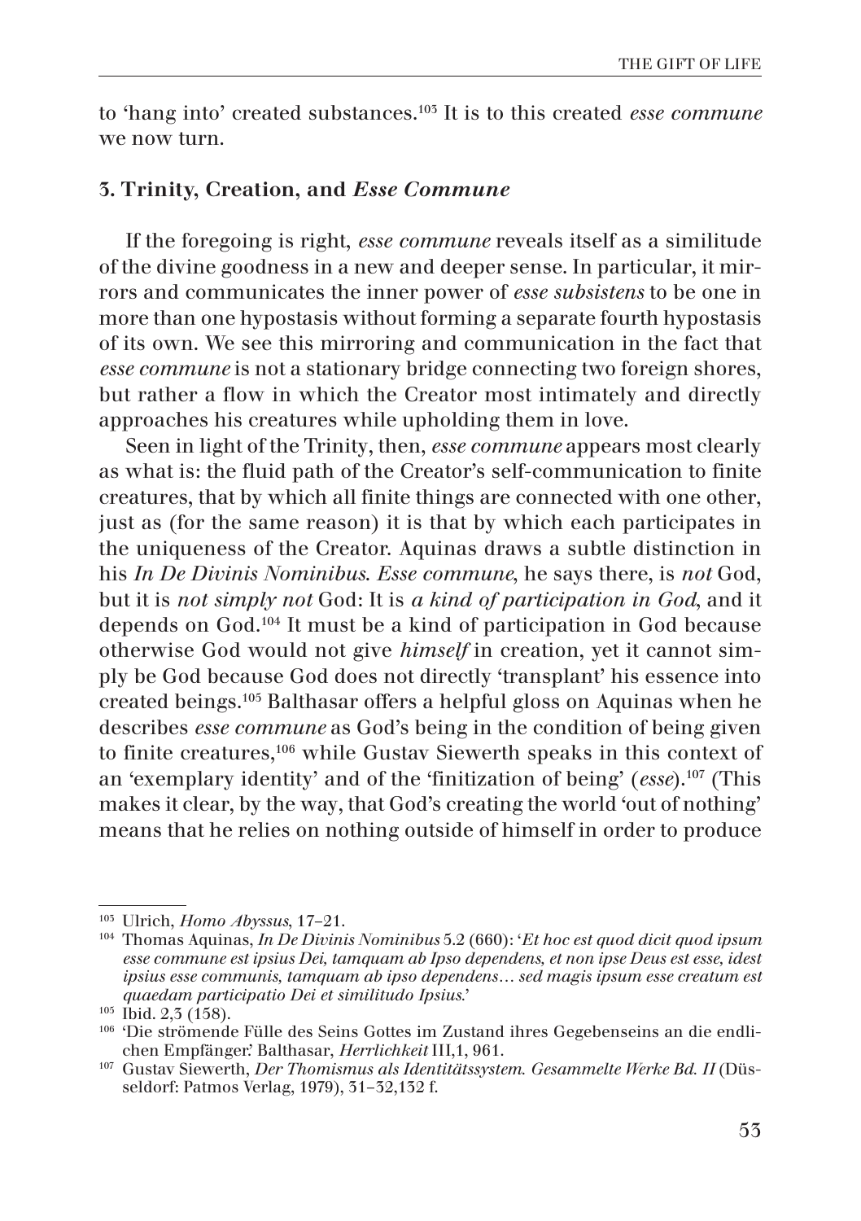to 'hang into' created substances.[103] It is to this created *esse commune* we now turn.

## 3. Trinity, Creation, and *Esse Commune*

If the foregoing is right, *esse commune* reveals itself as a similitude of the divine goodness in a new and deeper sense. In particular, it mirrors and communicates the inner power of *esse subsistens* to be one in more than one hypostasis without forming a separate fourth hypostasis of its own. We see this mirroring and communication in the fact that *esse commune* is not a stationary bridge connecting two foreign shores, but rather a flow in which the Creator most intimately and directly approaches his creatures while upholding them in love.

Seen in light of the Trinity, then, *esse commune* appears most clearly as what is: the fluid path of the Creator's self-communication to finite creatures, that by which all finite things are connected with one other, just as (for the same reason) it is that by which each participates in the uniqueness of the Creator. Aquinas draws a subtle distinction in his *In De Divinis Nominibus*. *Esse commune*, he says there, is *not* God, but it is *not simply not* God: It is *a kind of participation in God*, and it depends on God.[104] It must be a kind of participation in God because otherwise God would not give *himself* in creation, yet it cannot simply be God because God does not directly 'transplant' his essence into created beings.[105] Balthasar offers a helpful gloss on Aquinas when he describes *esse commune* as God's being in the condition of being given to finite creatures,[106] while Gustav Siewerth speaks in this context of an 'exemplary identity' and of the 'finitization of being' (*esse*).[107] (This makes it clear, by the way, that God's creating the world 'out of nothing' means that he relies on nothing outside of himself in order to produce

---

[103] Ulrich, *Homo Abyssus*, 17–21.

[104] Thomas Aquinas, *In De Divinis Nominibus* 5.2 (660): '*Et hoc est quod dicit quod ipsum esse commune est ipsius Dei, tamquam ab Ipso dependens, et non ipse Deus est esse, idest ipsius esse communis, tamquam ab ipso dependens… sed magis ipsum esse creatum est quaedam participatio Dei et similitudo Ipsius.*'

[105] Ibid. 2,3 (158).

[106] 'Die strömende Fülle des Seins Gottes im Zustand ihres Gegebenseins an die endlichen Empfänger.' Balthasar, *Herrlichkeit* III,1, 961.

[107] Gustav Siewerth, *Der Thomismus als Identitätssystem. Gesammelte Werke Bd. II* (Düsseldorf: Patmos Verlag, 1979), 31–32,132 f.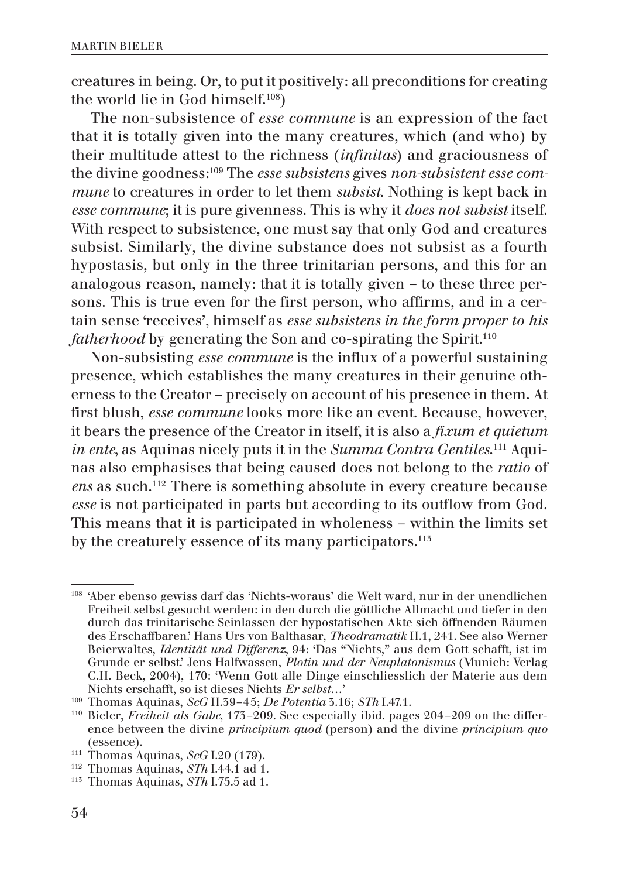creatures in being. Or, to put it positively: all preconditions for creating the world lie in God himself.[108])

The non-subsistence of *esse commune* is an expression of the fact that it is totally given into the many creatures, which (and who) by their multitude attest to the richness (*infinitas*) and graciousness of the divine goodness:[109] The *esse subsistens* gives *non-subsistent esse commune* to creatures in order to let them *subsist*. Nothing is kept back in *esse commune*; it is pure givenness. This is why it *does not subsist* itself. With respect to subsistence, one must say that only God and creatures subsist. Similarly, the divine substance does not subsist as a fourth hypostasis, but only in the three trinitarian persons, and this for an analogous reason, namely: that it is totally given – to these three persons. This is true even for the first person, who affirms, and in a certain sense 'receives', himself as *esse subsistens in the form proper to his fatherhood* by generating the Son and co-spirating the Spirit.[110]

Non-subsisting *esse commune* is the influx of a powerful sustaining presence, which establishes the many creatures in their genuine otherness to the Creator – precisely on account of his presence in them. At first blush, *esse commune* looks more like an event. Because, however, it bears the presence of the Creator in itself, it is also a *fixum et quietum in ente*, as Aquinas nicely puts it in the *Summa Contra Gentiles*.[111] Aquinas also emphasises that being caused does not belong to the *ratio* of *ens* as such.[112] There is something absolute in every creature because *esse* is not participated in parts but according to its outflow from God. This means that it is participated in wholeness – within the limits set by the creaturely essence of its many participators.[113]

---

[108] 'Aber ebenso gewiss darf das 'Nichts-woraus' die Welt ward, nur in der unendlichen Freiheit selbst gesucht werden: in den durch die göttliche Allmacht und tiefer in den durch das trinitarische Seinlassen der hypostatischen Akte sich öffnenden Räumen des Erschaffbaren.' Hans Urs von Balthasar, *Theodramatik* II.1, 241. See also Werner Beierwaltes, *Identität und Differenz*, 94: 'Das "Nichts," aus dem Gott schafft, ist im Grunde er selbst.' Jens Halfwassen, *Plotin und der Neuplatonismus* (Munich: Verlag C.H. Beck, 2004), 170: 'Wenn Gott alle Dinge einschliesslich der Materie aus dem Nichts erschafft, so ist dieses Nichts *Er selbst*…'

[109] Thomas Aquinas, *ScG* II.39–45; *De Potentia* 3.16; *STh* I.47.1.

[110] Bieler, *Freiheit als Gabe*, 173–209. See especially ibid. pages 204–209 on the difference between the divine *principium quod* (person) and the divine *principium quo* (essence).

[111] Thomas Aquinas, *ScG* I.20 (179).

[112] Thomas Aquinas, *STh* I.44.1 ad 1.

[113] Thomas Aquinas, *STh* I.75.5 ad 1.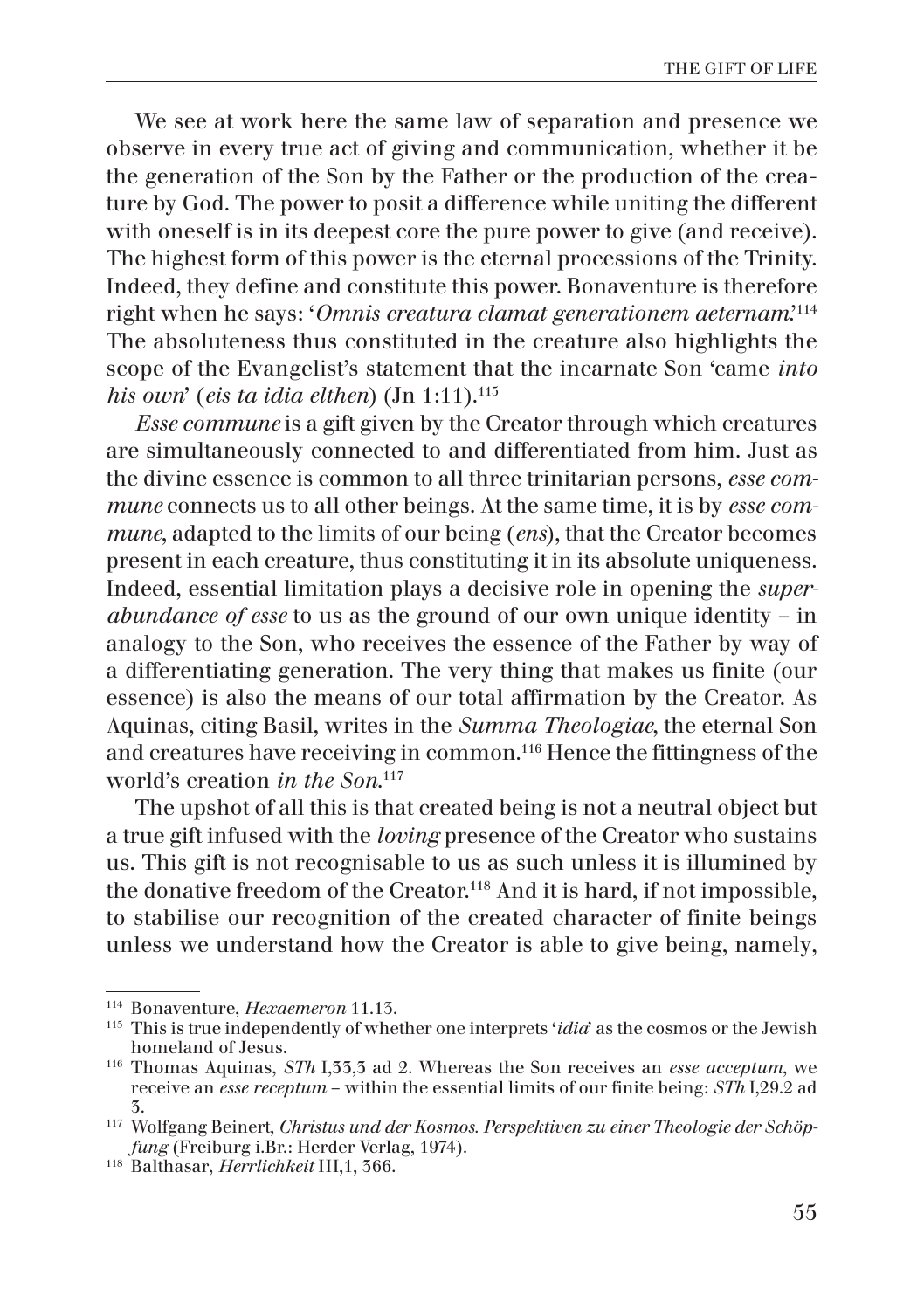We see at work here the same law of separation and presence we observe in every true act of giving and communication, whether it be the generation of the Son by the Father or the production of the creature by God. The power to posit a difference while uniting the different with oneself is in its deepest core the pure power to give (and receive). The highest form of this power is the eternal processions of the Trinity. Indeed, they define and constitute this power. Bonaventure is therefore right when he says: '*Omnis creatura clamat generationem aeternam*.'[114] The absoluteness thus constituted in the creature also highlights the scope of the Evangelist's statement that the incarnate Son 'came *into his own*' (*eis ta idia elthen*) (Jn 1:11).[115]

*Esse commune* is a gift given by the Creator through which creatures are simultaneously connected to and differentiated from him. Just as the divine essence is common to all three trinitarian persons, *esse commune* connects us to all other beings. At the same time, it is by *esse commune*, adapted to the limits of our being (*ens*), that the Creator becomes present in each creature, thus constituting it in its absolute uniqueness. Indeed, essential limitation plays a decisive role in opening the *superabundance of esse* to us as the ground of our own unique identity – in analogy to the Son, who receives the essence of the Father by way of a differentiating generation. The very thing that makes us finite (our essence) is also the means of our total affirmation by the Creator. As Aquinas, citing Basil, writes in the *Summa Theologiae*, the eternal Son and creatures have receiving in common.[116] Hence the fittingness of the world's creation *in the Son*.[117]

The upshot of all this is that created being is not a neutral object but a true gift infused with the *loving* presence of the Creator who sustains us. This gift is not recognisable to us as such unless it is illumined by the donative freedom of the Creator.[118] And it is hard, if not impossible, to stabilise our recognition of the created character of finite beings unless we understand how the Creator is able to give being, namely,

---

[114] Bonaventure, *Hexaemeron* 11.13.

[115] This is true independently of whether one interprets '*idia*' as the cosmos or the Jewish homeland of Jesus.

[116] Thomas Aquinas, *STh* I,33,3 ad 2. Whereas the Son receives an *esse acceptum*, we receive an *esse receptum* – within the essential limits of our finite being: *STh* I,29.2 ad 3.

[117] Wolfgang Beinert, *Christus und der Kosmos. Perspektiven zu einer Theologie der Schöpfung* (Freiburg i.Br.: Herder Verlag, 1974).

[118] Balthasar, *Herrlichkeit* III,1, 366.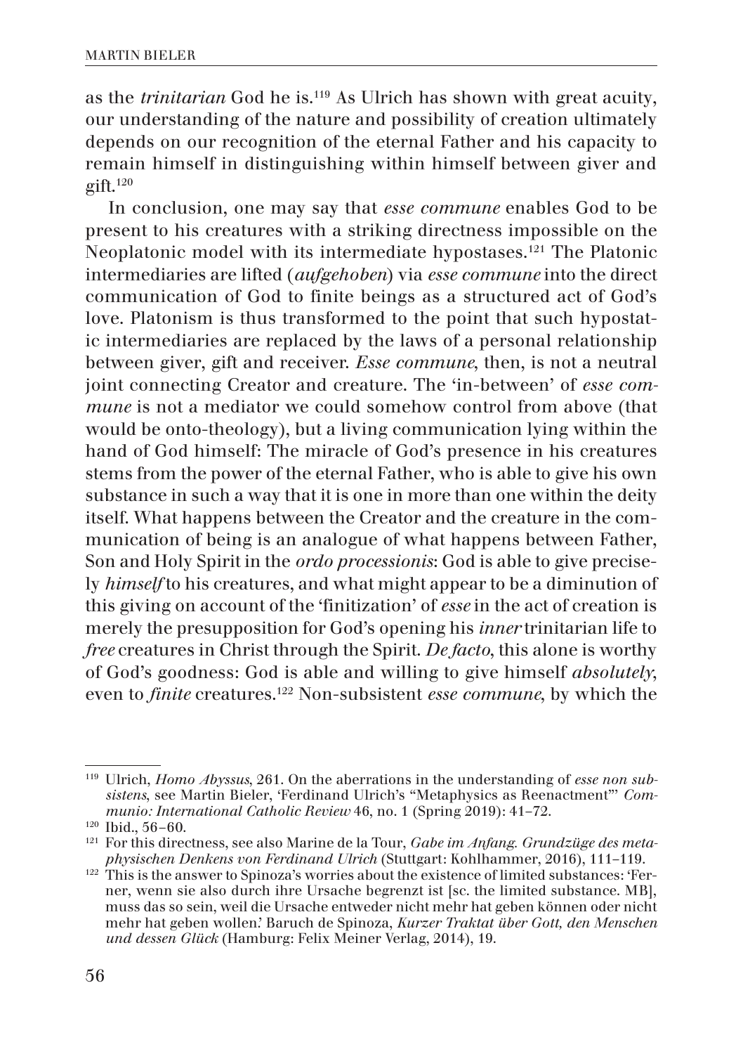as the *trinitarian* God he is.[119] As Ulrich has shown with great acuity, our understanding of the nature and possibility of creation ultimately depends on our recognition of the eternal Father and his capacity to remain himself in distinguishing within himself between giver and gift.[120]

In conclusion, one may say that *esse commune* enables God to be present to his creatures with a striking directness impossible on the Neoplatonic model with its intermediate hypostases.[121] The Platonic intermediaries are lifted (*aufgehoben*) via *esse commune* into the direct communication of God to finite beings as a structured act of God's love. Platonism is thus transformed to the point that such hypostatic intermediaries are replaced by the laws of a personal relationship between giver, gift and receiver. *Esse commune*, then, is not a neutral joint connecting Creator and creature. The 'in-between' of *esse commune* is not a mediator we could somehow control from above (that would be onto-theology), but a living communication lying within the hand of God himself: The miracle of God's presence in his creatures stems from the power of the eternal Father, who is able to give his own substance in such a way that it is one in more than one within the deity itself. What happens between the Creator and the creature in the communication of being is an analogue of what happens between Father, Son and Holy Spirit in the *ordo processionis*: God is able to give precisely *himself* to his creatures, and what might appear to be a diminution of this giving on account of the 'finitization' of *esse* in the act of creation is merely the presupposition for God's opening his *inner* trinitarian life to *free* creatures in Christ through the Spirit. *De facto*, this alone is worthy of God's goodness: God is able and willing to give himself *absolutely*, even to *finite* creatures.[122] Non-subsistent *esse commune*, by which the

---

[119] Ulrich, *Homo Abyssus*, 261. On the aberrations in the understanding of *esse non subsistens*, see Martin Bieler, 'Ferdinand Ulrich's "Metaphysics as Reenactment"' *Communio: International Catholic Review* 46, no. 1 (Spring 2019): 41–72.

[120] Ibid., 56–60.

[121] For this directness, see also Marine de la Tour, *Gabe im Anfang. Grundzüge des metaphysischen Denkens von Ferdinand Ulrich* (Stuttgart: Kohlhammer, 2016), 111–119.

[122] This is the answer to Spinoza's worries about the existence of limited substances: 'Ferner, wenn sie also durch ihre Ursache begrenzt ist [sc. the limited substance. MB], muss das so sein, weil die Ursache entweder nicht mehr hat geben können oder nicht mehr hat geben wollen.' Baruch de Spinoza, *Kurzer Traktat über Gott, den Menschen und dessen Glück* (Hamburg: Felix Meiner Verlag, 2014), 19.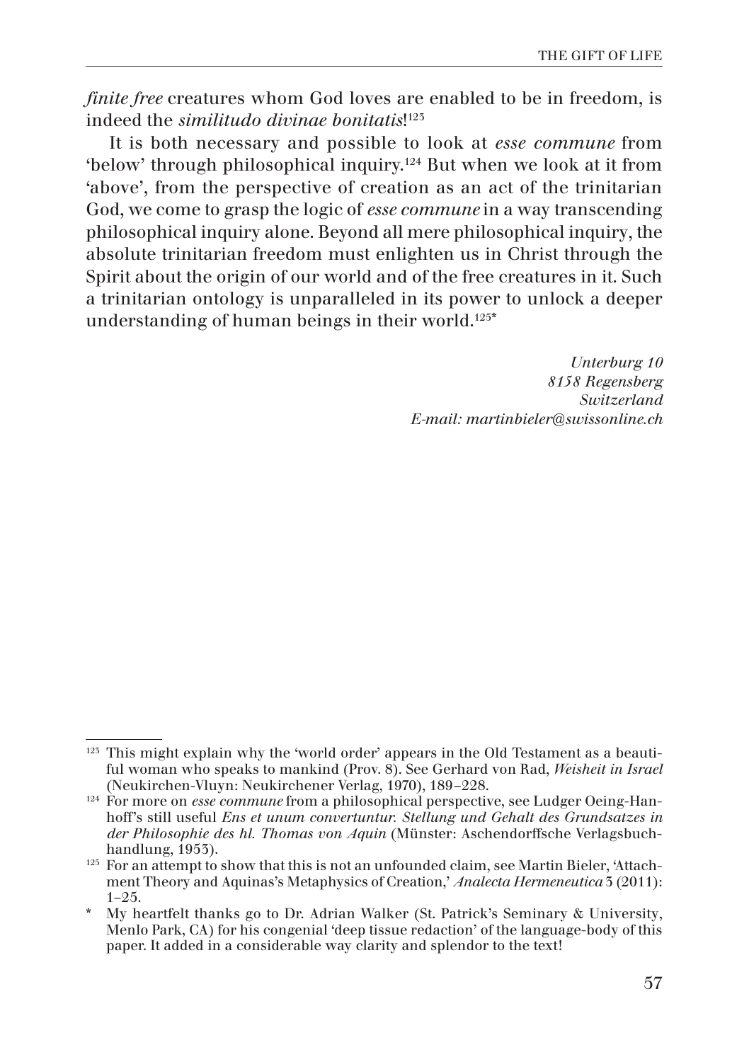*finite free* creatures whom God loves are enabled to be in freedom, is indeed the *similitudo divinae bonitatis*![123]

It is both necessary and possible to look at *esse commune* from 'below' through philosophical inquiry.[124] But when we look at it from 'above', from the perspective of creation as an act of the trinitarian God, we come to grasp the logic of *esse commune* in a way transcending philosophical inquiry alone. Beyond all mere philosophical inquiry, the absolute trinitarian freedom must enlighten us in Christ through the Spirit about the origin of our world and of the free creatures in it. Such a trinitarian ontology is unparalleled in its power to unlock a deeper understanding of human beings in their world.[125*]

*Unterburg 10*
*8158 Regensberg*
*Switzerland*
*E-mail: martinbieler@swissonline.ch*

---

[123] This might explain why the 'world order' appears in the Old Testament as a beautiful woman who speaks to mankind (Prov. 8). See Gerhard von Rad, *Weisheit in Israel* (Neukirchen-Vluyn: Neukirchener Verlag, 1970), 189–228.

[124] For more on *esse commune* from a philosophical perspective, see Ludger Oeing-Hanhoff's still useful *Ens et unum convertuntur. Stellung und Gehalt des Grundsatzes in der Philosophie des hl. Thomas von Aquin* (Münster: Aschendorffsche Verlagsbuchhandlung, 1953).

[125] For an attempt to show that this is not an unfounded claim, see Martin Bieler, 'Attachment Theory and Aquinas's Metaphysics of Creation,' *Analecta Hermeneutica* 3 (2011): 1–25.

\* My heartfelt thanks go to Dr. Adrian Walker (St. Patrick's Seminary & University, Menlo Park, CA) for his congenial 'deep tissue redaction' of the language-body of this paper. It added in a considerable way clarity and splendor to the text!